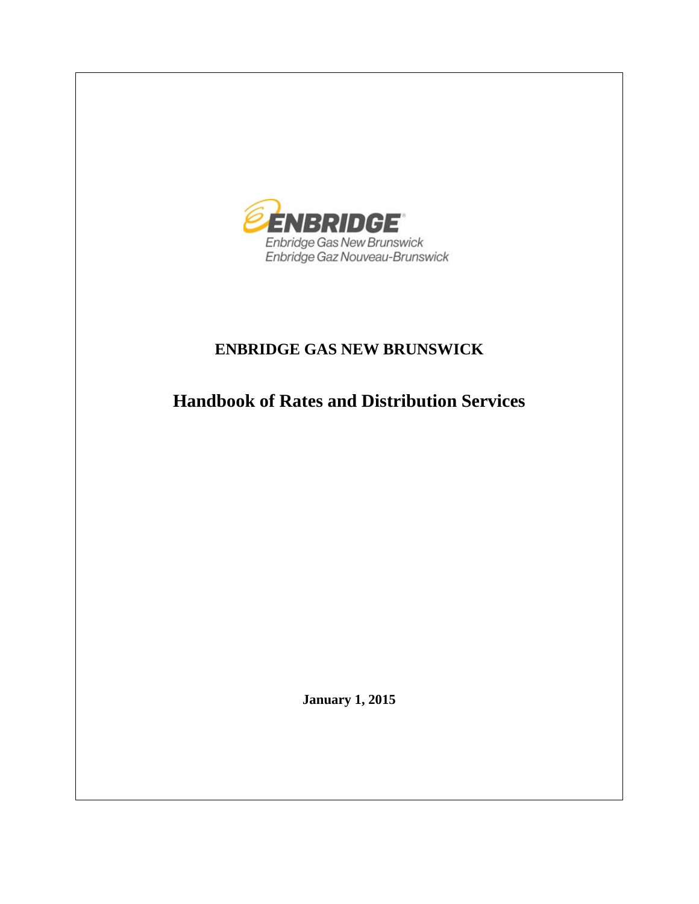ENBRIDGE

Enbridge Gas New Brunswick
Enbridge Gaz Nouveau-Brunswick

# ENBRIDGE GAS NEW BRUNSWICK

# Handbook of Rates and Distribution Services

**January 1, 2015**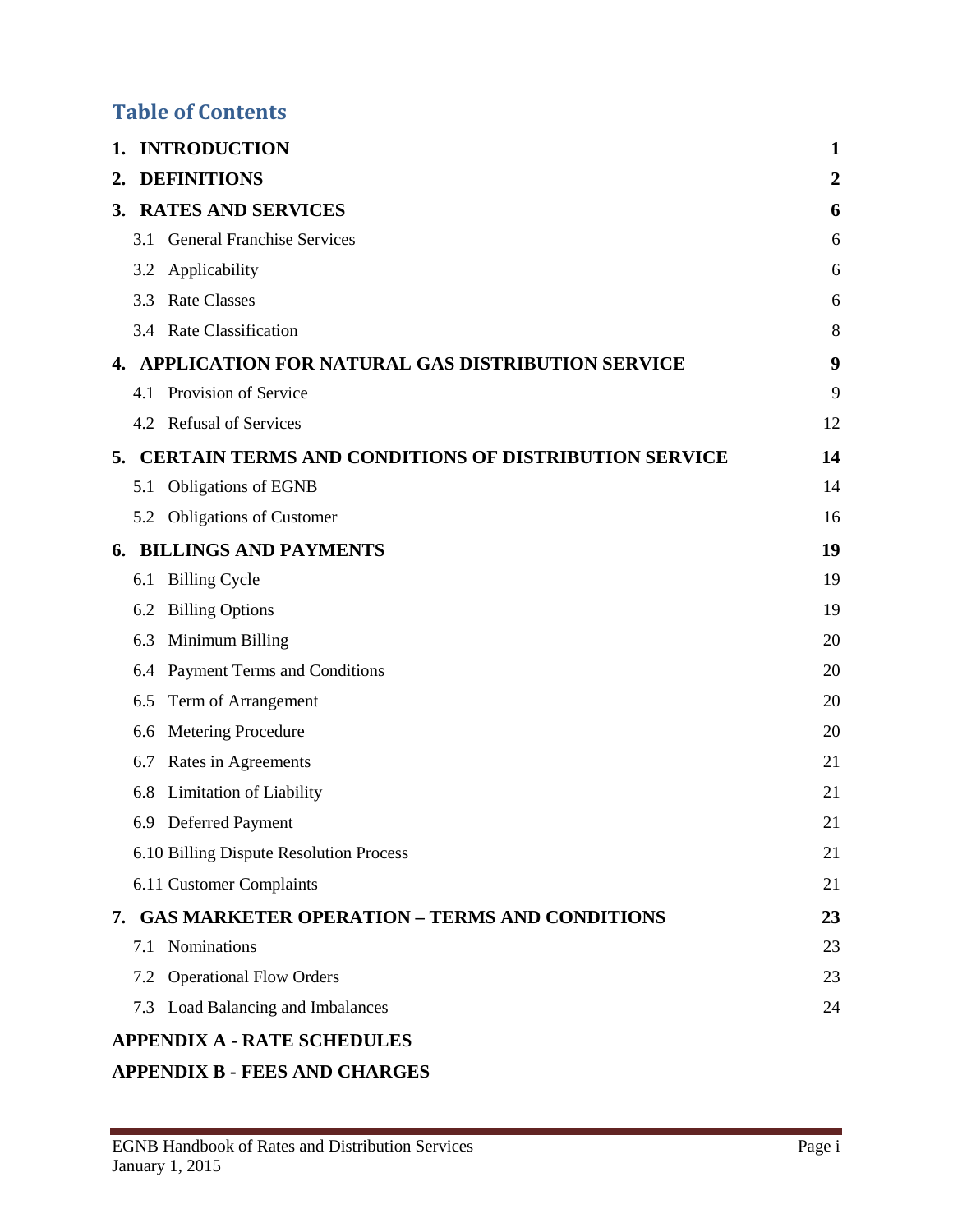## Table of Contents

| | |
|---|---|
| **1. INTRODUCTION** | **1** |
| **2. DEFINITIONS** | **2** |
| **3. RATES AND SERVICES** | **6** |
| 3.1 General Franchise Services | 6 |
| 3.2 Applicability | 6 |
| 3.3 Rate Classes | 6 |
| 3.4 Rate Classification | 8 |
| **4. APPLICATION FOR NATURAL GAS DISTRIBUTION SERVICE** | **9** |
| 4.1 Provision of Service | 9 |
| 4.2 Refusal of Services | 12 |
| **5. CERTAIN TERMS AND CONDITIONS OF DISTRIBUTION SERVICE** | **14** |
| 5.1 Obligations of EGNB | 14 |
| 5.2 Obligations of Customer | 16 |
| **6. BILLINGS AND PAYMENTS** | **19** |
| 6.1 Billing Cycle | 19 |
| 6.2 Billing Options | 19 |
| 6.3 Minimum Billing | 20 |
| 6.4 Payment Terms and Conditions | 20 |
| 6.5 Term of Arrangement | 20 |
| 6.6 Metering Procedure | 20 |
| 6.7 Rates in Agreements | 21 |
| 6.8 Limitation of Liability | 21 |
| 6.9 Deferred Payment | 21 |
| 6.10 Billing Dispute Resolution Process | 21 |
| 6.11 Customer Complaints | 21 |
| **7. GAS MARKETER OPERATION – TERMS AND CONDITIONS** | **23** |
| 7.1 Nominations | 23 |
| 7.2 Operational Flow Orders | 23 |
| 7.3 Load Balancing and Imbalances | 24 |
| **APPENDIX A - RATE SCHEDULES** | |
| **APPENDIX B - FEES AND CHARGES** | |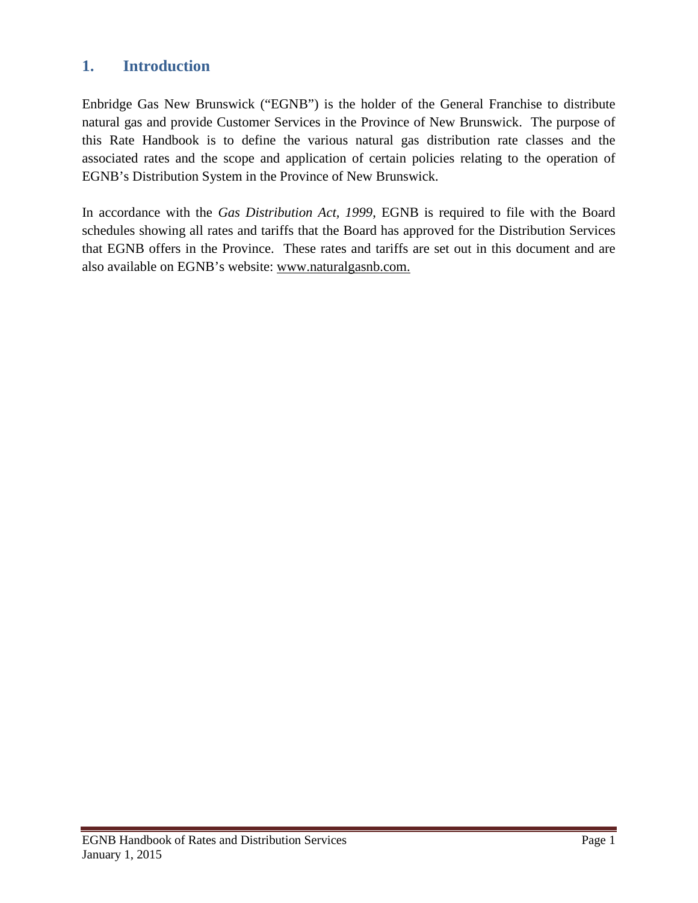# 1. Introduction

Enbridge Gas New Brunswick ("EGNB") is the holder of the General Franchise to distribute natural gas and provide Customer Services in the Province of New Brunswick. The purpose of this Rate Handbook is to define the various natural gas distribution rate classes and the associated rates and the scope and application of certain policies relating to the operation of EGNB's Distribution System in the Province of New Brunswick.

In accordance with the *Gas Distribution Act, 1999*, EGNB is required to file with the Board schedules showing all rates and tariffs that the Board has approved for the Distribution Services that EGNB offers in the Province. These rates and tariffs are set out in this document and are also available on EGNB's website: www.naturalgasnb.com.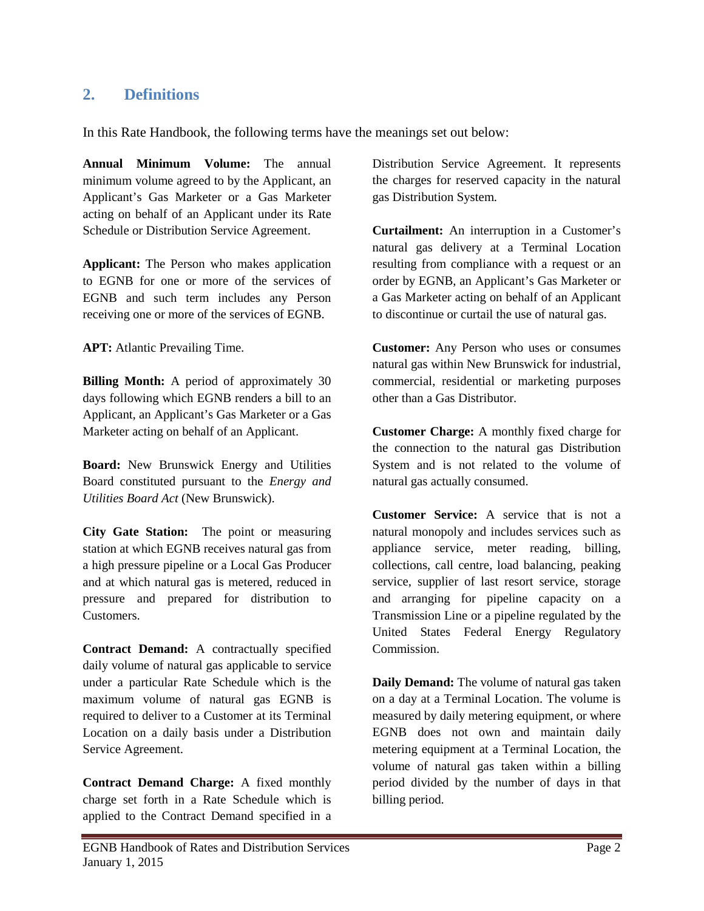## 2. Definitions

In this Rate Handbook, the following terms have the meanings set out below:

**Annual Minimum Volume:** The annual minimum volume agreed to by the Applicant, an Applicant's Gas Marketer or a Gas Marketer acting on behalf of an Applicant under its Rate Schedule or Distribution Service Agreement.

**Applicant:** The Person who makes application to EGNB for one or more of the services of EGNB and such term includes any Person receiving one or more of the services of EGNB.

**APT:** Atlantic Prevailing Time.

**Billing Month:** A period of approximately 30 days following which EGNB renders a bill to an Applicant, an Applicant's Gas Marketer or a Gas Marketer acting on behalf of an Applicant.

**Board:** New Brunswick Energy and Utilities Board constituted pursuant to the *Energy and Utilities Board Act* (New Brunswick).

**City Gate Station:** The point or measuring station at which EGNB receives natural gas from a high pressure pipeline or a Local Gas Producer and at which natural gas is metered, reduced in pressure and prepared for distribution to Customers.

**Contract Demand:** A contractually specified daily volume of natural gas applicable to service under a particular Rate Schedule which is the maximum volume of natural gas EGNB is required to deliver to a Customer at its Terminal Location on a daily basis under a Distribution Service Agreement.

**Contract Demand Charge:** A fixed monthly charge set forth in a Rate Schedule which is applied to the Contract Demand specified in a Distribution Service Agreement. It represents the charges for reserved capacity in the natural gas Distribution System.

**Curtailment:** An interruption in a Customer's natural gas delivery at a Terminal Location resulting from compliance with a request or an order by EGNB, an Applicant's Gas Marketer or a Gas Marketer acting on behalf of an Applicant to discontinue or curtail the use of natural gas.

**Customer:** Any Person who uses or consumes natural gas within New Brunswick for industrial, commercial, residential or marketing purposes other than a Gas Distributor.

**Customer Charge:** A monthly fixed charge for the connection to the natural gas Distribution System and is not related to the volume of natural gas actually consumed.

**Customer Service:** A service that is not a natural monopoly and includes services such as appliance service, meter reading, billing, collections, call centre, load balancing, peaking service, supplier of last resort service, storage and arranging for pipeline capacity on a Transmission Line or a pipeline regulated by the United States Federal Energy Regulatory Commission.

**Daily Demand:** The volume of natural gas taken on a day at a Terminal Location. The volume is measured by daily metering equipment, or where EGNB does not own and maintain daily metering equipment at a Terminal Location, the volume of natural gas taken within a billing period divided by the number of days in that billing period.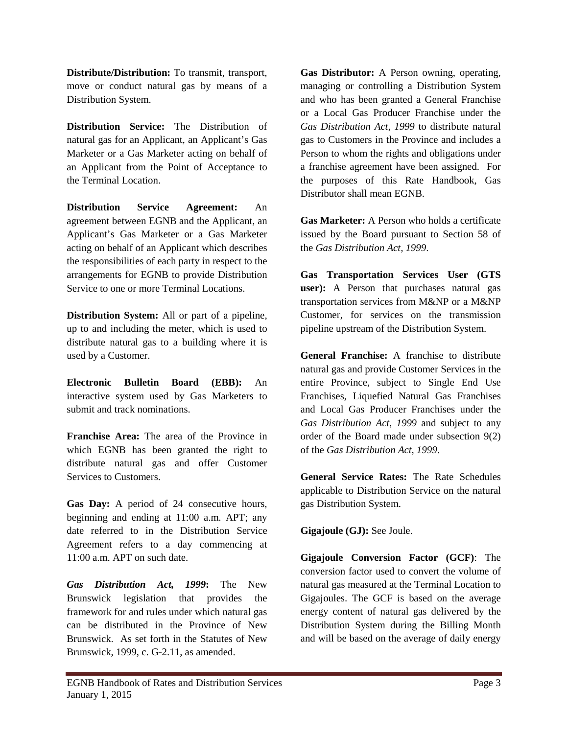**Distribute/Distribution:** To transmit, transport, move or conduct natural gas by means of a Distribution System.

**Distribution Service:** The Distribution of natural gas for an Applicant, an Applicant's Gas Marketer or a Gas Marketer acting on behalf of an Applicant from the Point of Acceptance to the Terminal Location.

**Distribution Service Agreement:** An agreement between EGNB and the Applicant, an Applicant's Gas Marketer or a Gas Marketer acting on behalf of an Applicant which describes the responsibilities of each party in respect to the arrangements for EGNB to provide Distribution Service to one or more Terminal Locations.

**Distribution System:** All or part of a pipeline, up to and including the meter, which is used to distribute natural gas to a building where it is used by a Customer.

**Electronic Bulletin Board (EBB):** An interactive system used by Gas Marketers to submit and track nominations.

**Franchise Area:** The area of the Province in which EGNB has been granted the right to distribute natural gas and offer Customer Services to Customers.

**Gas Day:** A period of 24 consecutive hours, beginning and ending at 11:00 a.m. APT; any date referred to in the Distribution Service Agreement refers to a day commencing at 11:00 a.m. APT on such date.

***Gas Distribution Act, 1999*:** The New Brunswick legislation that provides the framework for and rules under which natural gas can be distributed in the Province of New Brunswick. As set forth in the Statutes of New Brunswick, 1999, c. G-2.11, as amended.

**Gas Distributor:** A Person owning, operating, managing or controlling a Distribution System and who has been granted a General Franchise or a Local Gas Producer Franchise under the *Gas Distribution Act, 1999* to distribute natural gas to Customers in the Province and includes a Person to whom the rights and obligations under a franchise agreement have been assigned. For the purposes of this Rate Handbook, Gas Distributor shall mean EGNB.

**Gas Marketer:** A Person who holds a certificate issued by the Board pursuant to Section 58 of the *Gas Distribution Act, 1999*.

**Gas Transportation Services User (GTS user):** A Person that purchases natural gas transportation services from M&NP or a M&NP Customer, for services on the transmission pipeline upstream of the Distribution System.

**General Franchise:** A franchise to distribute natural gas and provide Customer Services in the entire Province, subject to Single End Use Franchises, Liquefied Natural Gas Franchises and Local Gas Producer Franchises under the *Gas Distribution Act, 1999* and subject to any order of the Board made under subsection 9(2) of the *Gas Distribution Act, 1999*.

**General Service Rates:** The Rate Schedules applicable to Distribution Service on the natural gas Distribution System.

**Gigajoule (GJ):** See Joule.

**Gigajoule Conversion Factor (GCF)**: The conversion factor used to convert the volume of natural gas measured at the Terminal Location to Gigajoules. The GCF is based on the average energy content of natural gas delivered by the Distribution System during the Billing Month and will be based on the average of daily energy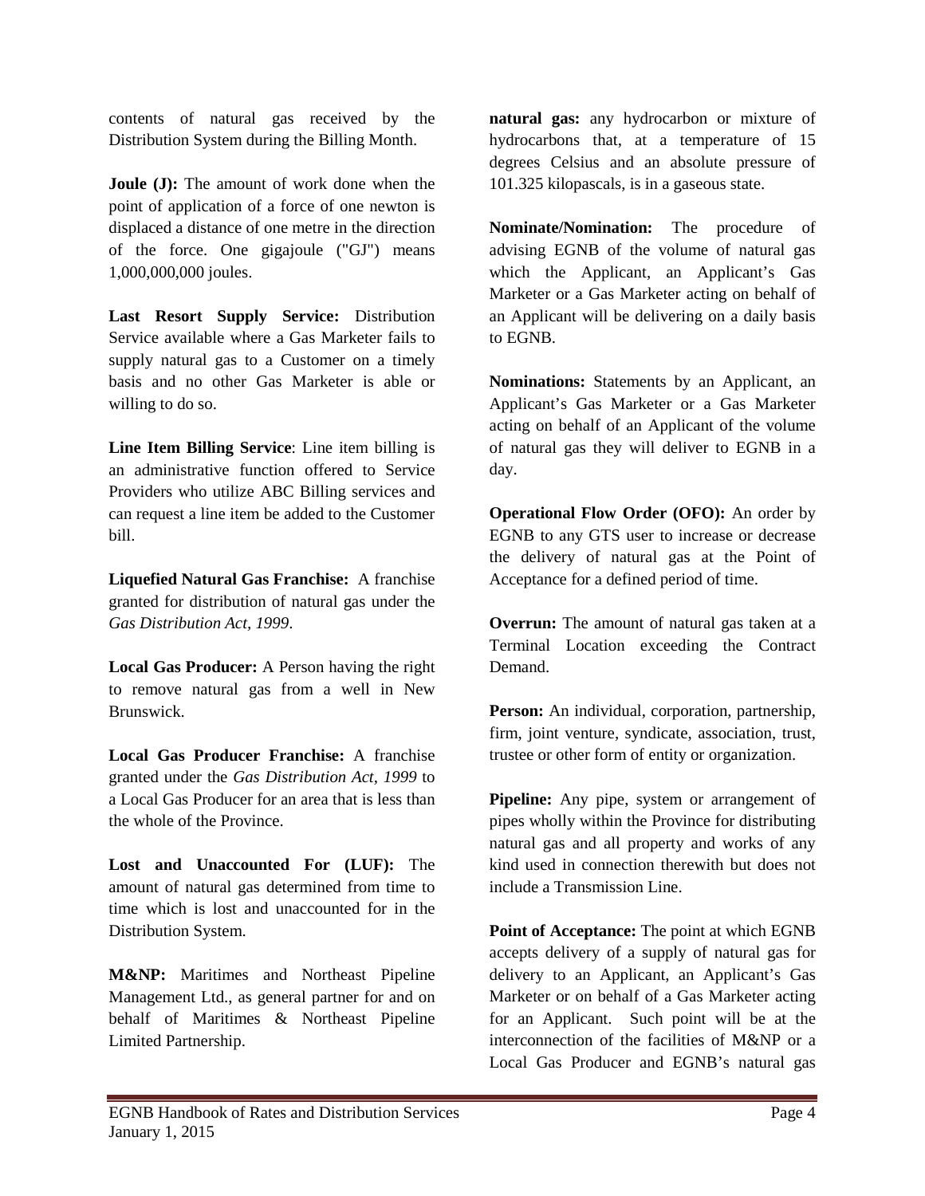contents of natural gas received by the Distribution System during the Billing Month.

**Joule (J):** The amount of work done when the point of application of a force of one newton is displaced a distance of one metre in the direction of the force. One gigajoule ("GJ") means 1,000,000,000 joules.

**Last Resort Supply Service:** Distribution Service available where a Gas Marketer fails to supply natural gas to a Customer on a timely basis and no other Gas Marketer is able or willing to do so.

**Line Item Billing Service**: Line item billing is an administrative function offered to Service Providers who utilize ABC Billing services and can request a line item be added to the Customer bill.

**Liquefied Natural Gas Franchise:** A franchise granted for distribution of natural gas under the *Gas Distribution Act, 1999*.

**Local Gas Producer:** A Person having the right to remove natural gas from a well in New Brunswick.

**Local Gas Producer Franchise:** A franchise granted under the *Gas Distribution Act, 1999* to a Local Gas Producer for an area that is less than the whole of the Province.

**Lost and Unaccounted For (LUF):** The amount of natural gas determined from time to time which is lost and unaccounted for in the Distribution System.

**M&NP:** Maritimes and Northeast Pipeline Management Ltd., as general partner for and on behalf of Maritimes & Northeast Pipeline Limited Partnership.

**natural gas:** any hydrocarbon or mixture of hydrocarbons that, at a temperature of 15 degrees Celsius and an absolute pressure of 101.325 kilopascals, is in a gaseous state.

**Nominate/Nomination:** The procedure of advising EGNB of the volume of natural gas which the Applicant, an Applicant's Gas Marketer or a Gas Marketer acting on behalf of an Applicant will be delivering on a daily basis to EGNB.

**Nominations:** Statements by an Applicant, an Applicant's Gas Marketer or a Gas Marketer acting on behalf of an Applicant of the volume of natural gas they will deliver to EGNB in a day.

**Operational Flow Order (OFO):** An order by EGNB to any GTS user to increase or decrease the delivery of natural gas at the Point of Acceptance for a defined period of time.

**Overrun:** The amount of natural gas taken at a Terminal Location exceeding the Contract Demand.

**Person:** An individual, corporation, partnership, firm, joint venture, syndicate, association, trust, trustee or other form of entity or organization.

**Pipeline:** Any pipe, system or arrangement of pipes wholly within the Province for distributing natural gas and all property and works of any kind used in connection therewith but does not include a Transmission Line.

**Point of Acceptance:** The point at which EGNB accepts delivery of a supply of natural gas for delivery to an Applicant, an Applicant's Gas Marketer or on behalf of a Gas Marketer acting for an Applicant. Such point will be at the interconnection of the facilities of M&NP or a Local Gas Producer and EGNB's natural gas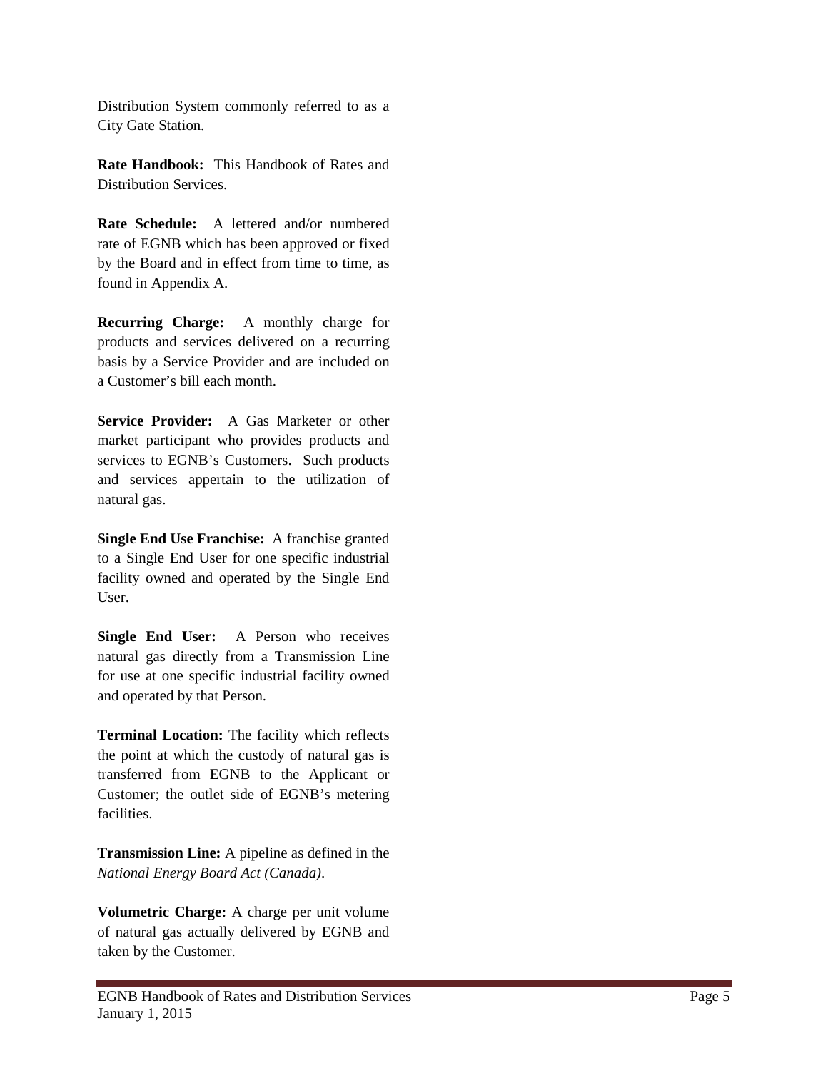Distribution System commonly referred to as a City Gate Station.

**Rate Handbook:** This Handbook of Rates and Distribution Services.

**Rate Schedule:** A lettered and/or numbered rate of EGNB which has been approved or fixed by the Board and in effect from time to time, as found in Appendix A.

**Recurring Charge:** A monthly charge for products and services delivered on a recurring basis by a Service Provider and are included on a Customer's bill each month.

**Service Provider:** A Gas Marketer or other market participant who provides products and services to EGNB's Customers. Such products and services appertain to the utilization of natural gas.

**Single End Use Franchise:** A franchise granted to a Single End User for one specific industrial facility owned and operated by the Single End User.

**Single End User:** A Person who receives natural gas directly from a Transmission Line for use at one specific industrial facility owned and operated by that Person.

**Terminal Location:** The facility which reflects the point at which the custody of natural gas is transferred from EGNB to the Applicant or Customer; the outlet side of EGNB's metering facilities.

**Transmission Line:** A pipeline as defined in the *National Energy Board Act (Canada)*.

**Volumetric Charge:** A charge per unit volume of natural gas actually delivered by EGNB and taken by the Customer.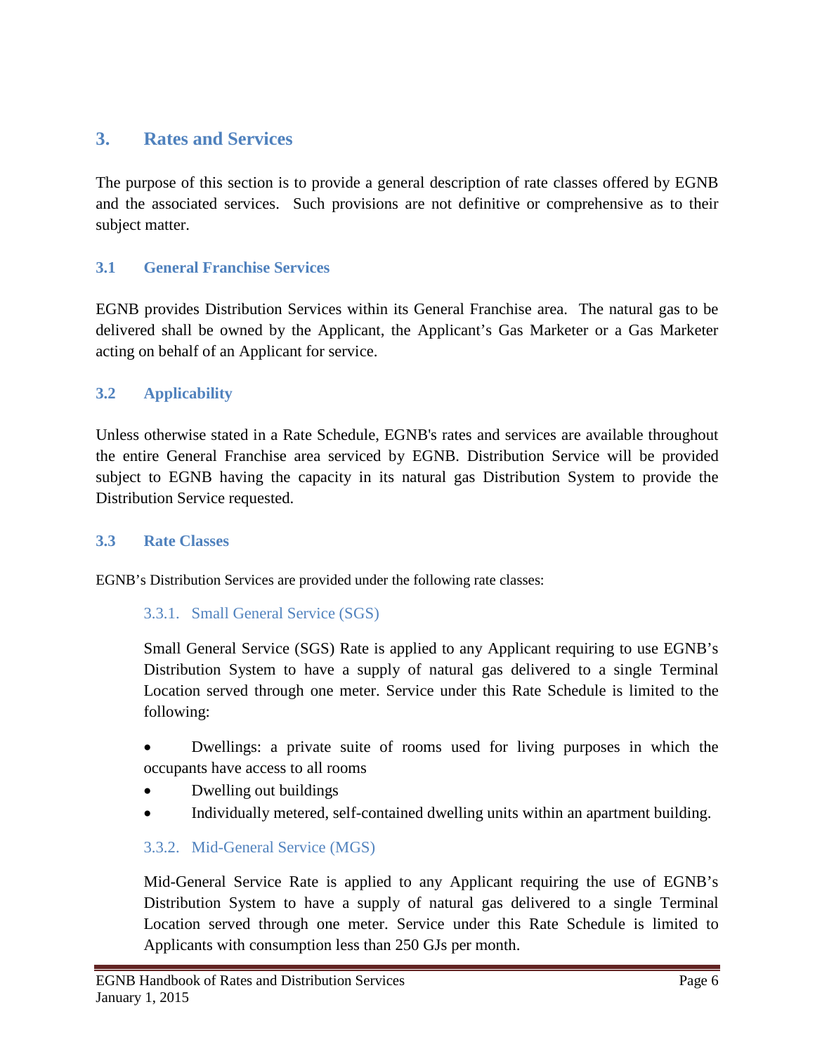# 3. Rates and Services

The purpose of this section is to provide a general description of rate classes offered by EGNB and the associated services. Such provisions are not definitive or comprehensive as to their subject matter.

## 3.1 General Franchise Services

EGNB provides Distribution Services within its General Franchise area. The natural gas to be delivered shall be owned by the Applicant, the Applicant's Gas Marketer or a Gas Marketer acting on behalf of an Applicant for service.

## 3.2 Applicability

Unless otherwise stated in a Rate Schedule, EGNB's rates and services are available throughout the entire General Franchise area serviced by EGNB. Distribution Service will be provided subject to EGNB having the capacity in its natural gas Distribution System to provide the Distribution Service requested.

## 3.3 Rate Classes

EGNB's Distribution Services are provided under the following rate classes:

### 3.3.1. Small General Service (SGS)

Small General Service (SGS) Rate is applied to any Applicant requiring to use EGNB's Distribution System to have a supply of natural gas delivered to a single Terminal Location served through one meter. Service under this Rate Schedule is limited to the following:

- Dwellings: a private suite of rooms used for living purposes in which the occupants have access to all rooms
- Dwelling out buildings
- Individually metered, self-contained dwelling units within an apartment building.

### 3.3.2. Mid-General Service (MGS)

Mid-General Service Rate is applied to any Applicant requiring the use of EGNB's Distribution System to have a supply of natural gas delivered to a single Terminal Location served through one meter. Service under this Rate Schedule is limited to Applicants with consumption less than 250 GJs per month.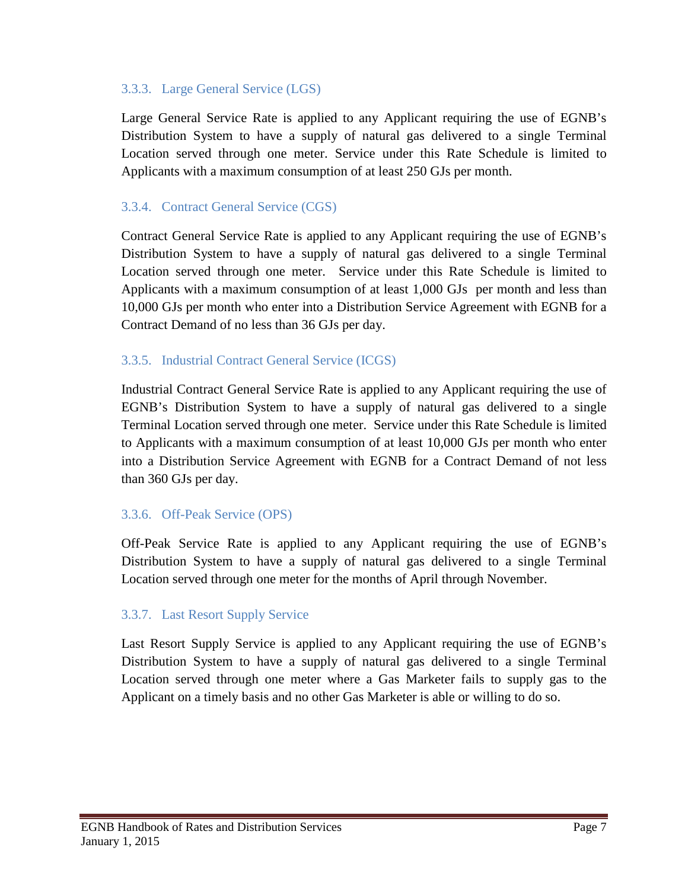### 3.3.3. Large General Service (LGS)

Large General Service Rate is applied to any Applicant requiring the use of EGNB's Distribution System to have a supply of natural gas delivered to a single Terminal Location served through one meter. Service under this Rate Schedule is limited to Applicants with a maximum consumption of at least 250 GJs per month.

### 3.3.4. Contract General Service (CGS)

Contract General Service Rate is applied to any Applicant requiring the use of EGNB's Distribution System to have a supply of natural gas delivered to a single Terminal Location served through one meter. Service under this Rate Schedule is limited to Applicants with a maximum consumption of at least 1,000 GJs per month and less than 10,000 GJs per month who enter into a Distribution Service Agreement with EGNB for a Contract Demand of no less than 36 GJs per day.

### 3.3.5. Industrial Contract General Service (ICGS)

Industrial Contract General Service Rate is applied to any Applicant requiring the use of EGNB's Distribution System to have a supply of natural gas delivered to a single Terminal Location served through one meter. Service under this Rate Schedule is limited to Applicants with a maximum consumption of at least 10,000 GJs per month who enter into a Distribution Service Agreement with EGNB for a Contract Demand of not less than 360 GJs per day.

### 3.3.6. Off-Peak Service (OPS)

Off-Peak Service Rate is applied to any Applicant requiring the use of EGNB's Distribution System to have a supply of natural gas delivered to a single Terminal Location served through one meter for the months of April through November.

### 3.3.7. Last Resort Supply Service

Last Resort Supply Service is applied to any Applicant requiring the use of EGNB's Distribution System to have a supply of natural gas delivered to a single Terminal Location served through one meter where a Gas Marketer fails to supply gas to the Applicant on a timely basis and no other Gas Marketer is able or willing to do so.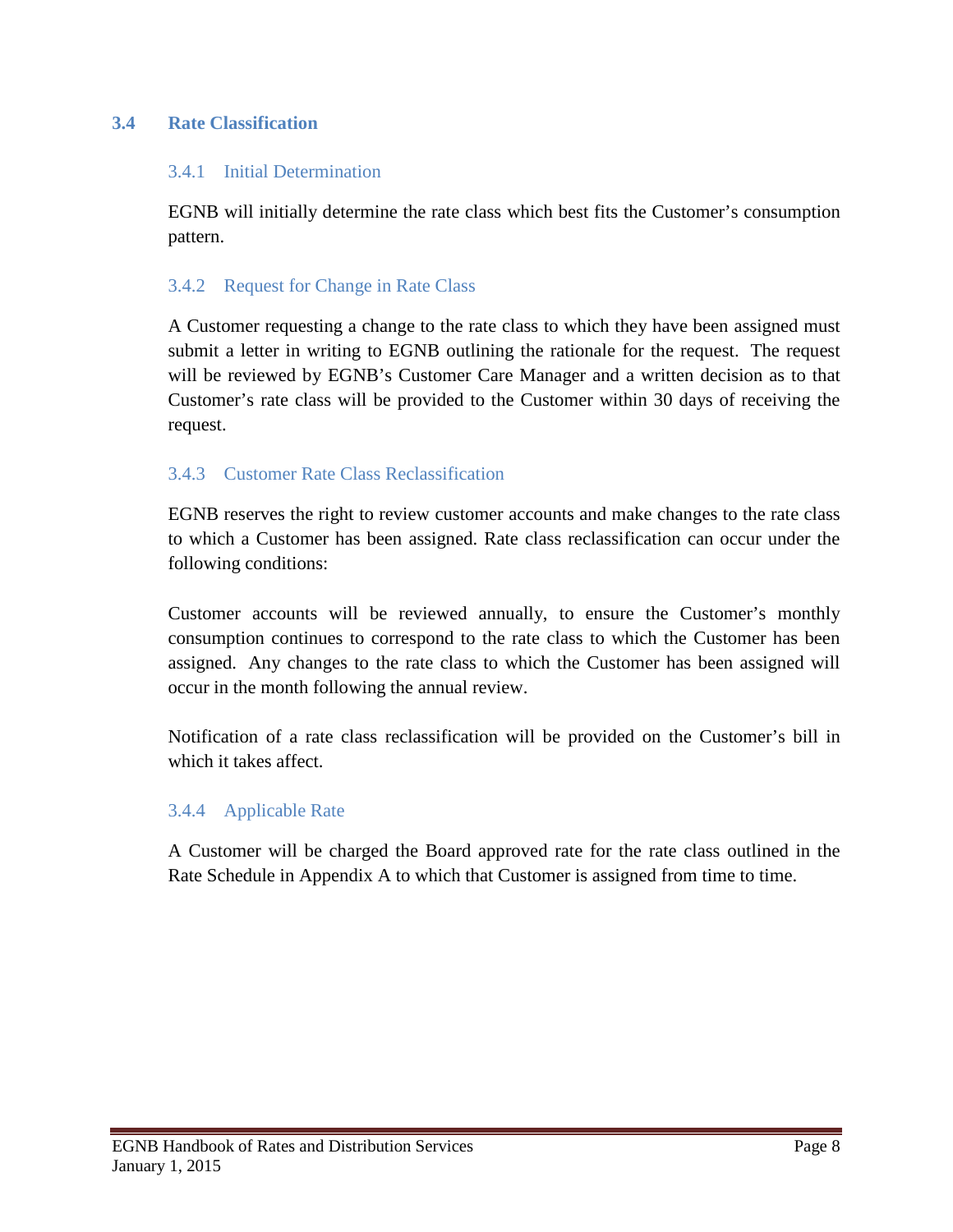## 3.4 Rate Classification

### 3.4.1 Initial Determination

EGNB will initially determine the rate class which best fits the Customer's consumption pattern.

### 3.4.2 Request for Change in Rate Class

A Customer requesting a change to the rate class to which they have been assigned must submit a letter in writing to EGNB outlining the rationale for the request. The request will be reviewed by EGNB's Customer Care Manager and a written decision as to that Customer's rate class will be provided to the Customer within 30 days of receiving the request.

### 3.4.3 Customer Rate Class Reclassification

EGNB reserves the right to review customer accounts and make changes to the rate class to which a Customer has been assigned. Rate class reclassification can occur under the following conditions:

Customer accounts will be reviewed annually, to ensure the Customer's monthly consumption continues to correspond to the rate class to which the Customer has been assigned. Any changes to the rate class to which the Customer has been assigned will occur in the month following the annual review.

Notification of a rate class reclassification will be provided on the Customer's bill in which it takes affect.

### 3.4.4 Applicable Rate

A Customer will be charged the Board approved rate for the rate class outlined in the Rate Schedule in Appendix A to which that Customer is assigned from time to time.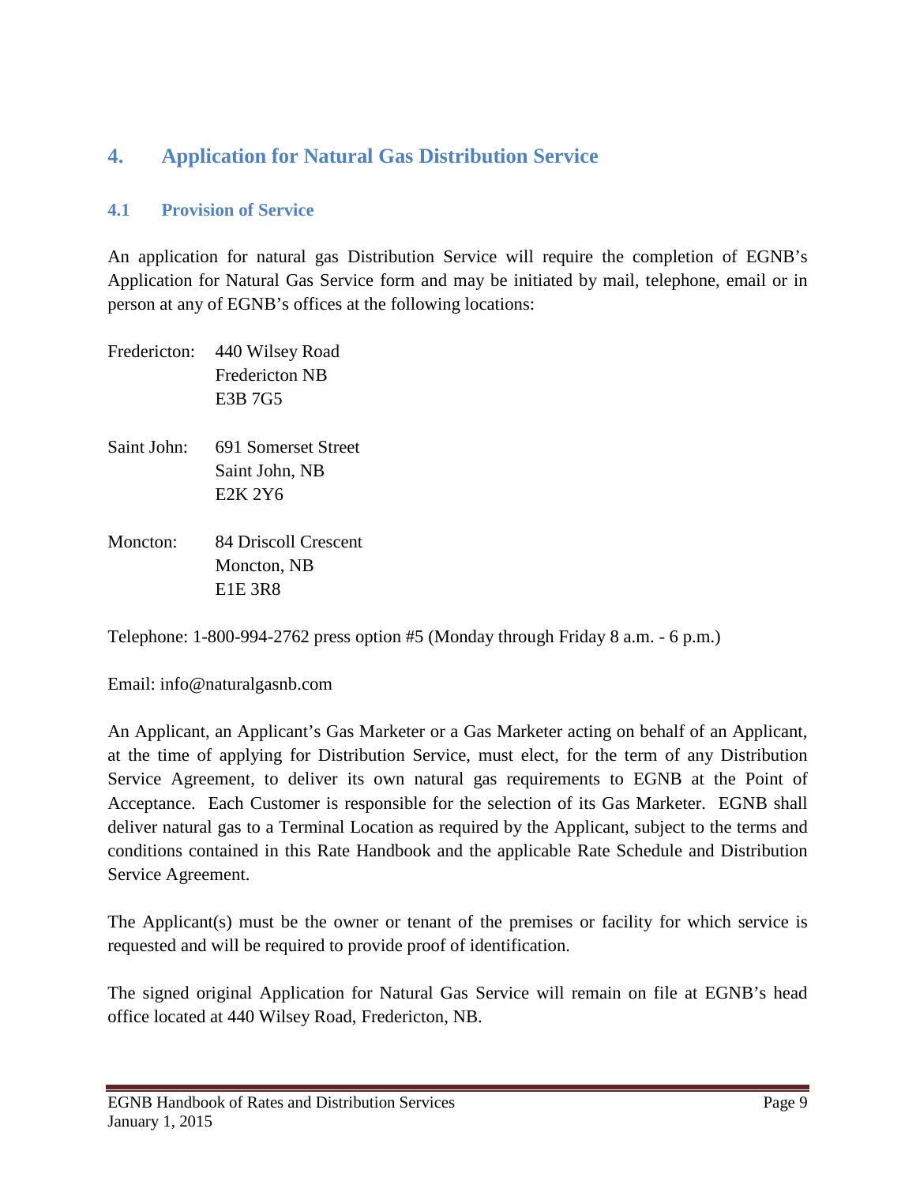## 4. Application for Natural Gas Distribution Service

### 4.1 Provision of Service

An application for natural gas Distribution Service will require the completion of EGNB's Application for Natural Gas Service form and may be initiated by mail, telephone, email or in person at any of EGNB's offices at the following locations:

Fredericton: 440 Wilsey Road
Fredericton NB
E3B 7G5

Saint John: 691 Somerset Street
Saint John, NB
E2K 2Y6

Moncton: 84 Driscoll Crescent
Moncton, NB
E1E 3R8

Telephone: 1-800-994-2762 press option #5 (Monday through Friday 8 a.m. - 6 p.m.)

Email: info@naturalgasnb.com

An Applicant, an Applicant's Gas Marketer or a Gas Marketer acting on behalf of an Applicant, at the time of applying for Distribution Service, must elect, for the term of any Distribution Service Agreement, to deliver its own natural gas requirements to EGNB at the Point of Acceptance. Each Customer is responsible for the selection of its Gas Marketer. EGNB shall deliver natural gas to a Terminal Location as required by the Applicant, subject to the terms and conditions contained in this Rate Handbook and the applicable Rate Schedule and Distribution Service Agreement.

The Applicant(s) must be the owner or tenant of the premises or facility for which service is requested and will be required to provide proof of identification.

The signed original Application for Natural Gas Service will remain on file at EGNB's head office located at 440 Wilsey Road, Fredericton, NB.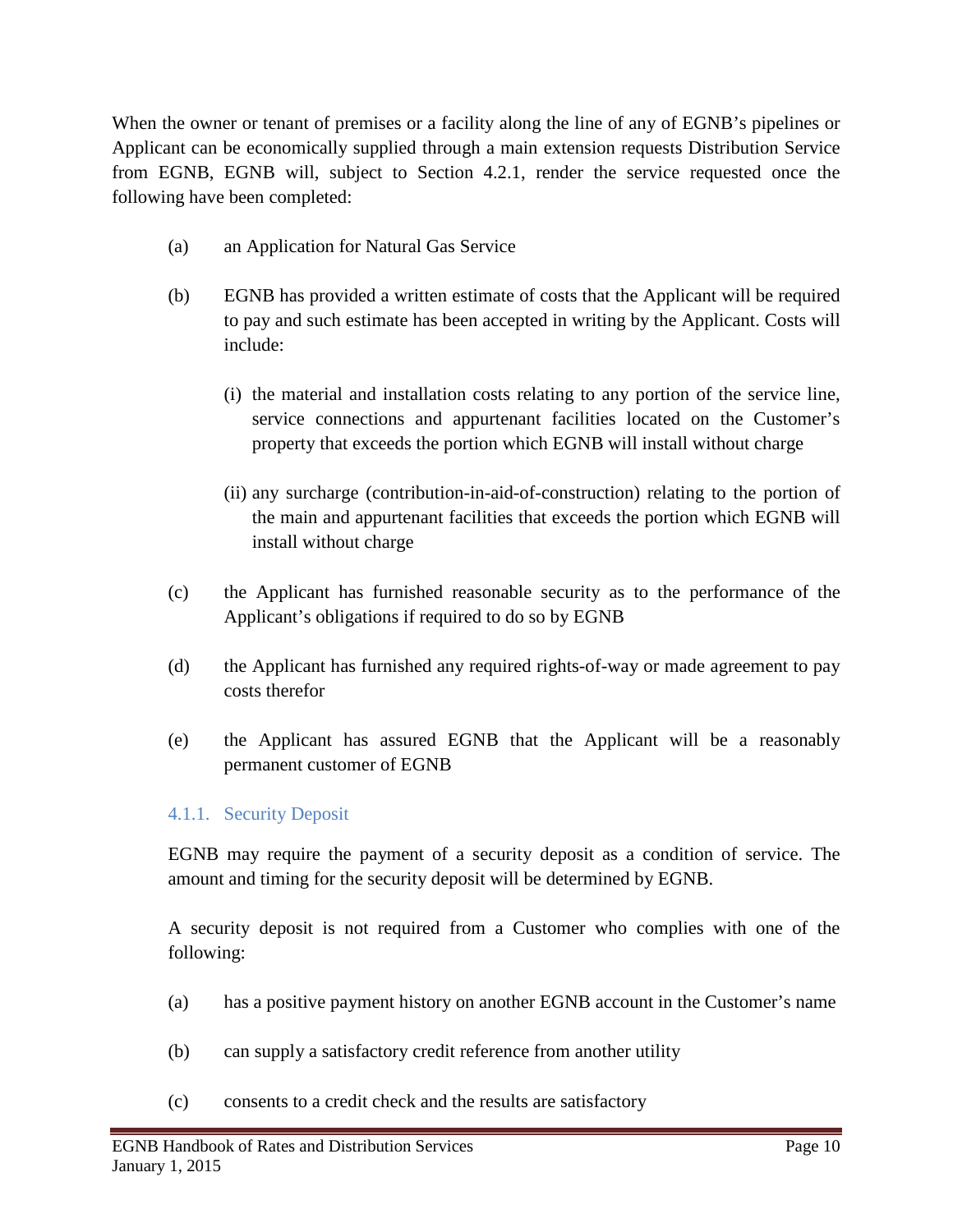When the owner or tenant of premises or a facility along the line of any of EGNB's pipelines or Applicant can be economically supplied through a main extension requests Distribution Service from EGNB, EGNB will, subject to Section 4.2.1, render the service requested once the following have been completed:

(a) an Application for Natural Gas Service

(b) EGNB has provided a written estimate of costs that the Applicant will be required to pay and such estimate has been accepted in writing by the Applicant. Costs will include:

   (i) the material and installation costs relating to any portion of the service line, service connections and appurtenant facilities located on the Customer's property that exceeds the portion which EGNB will install without charge

   (ii) any surcharge (contribution-in-aid-of-construction) relating to the portion of the main and appurtenant facilities that exceeds the portion which EGNB will install without charge

(c) the Applicant has furnished reasonable security as to the performance of the Applicant's obligations if required to do so by EGNB

(d) the Applicant has furnished any required rights-of-way or made agreement to pay costs therefor

(e) the Applicant has assured EGNB that the Applicant will be a reasonably permanent customer of EGNB

### 4.1.1. Security Deposit

EGNB may require the payment of a security deposit as a condition of service. The amount and timing for the security deposit will be determined by EGNB.

A security deposit is not required from a Customer who complies with one of the following:

(a) has a positive payment history on another EGNB account in the Customer's name

(b) can supply a satisfactory credit reference from another utility

(c) consents to a credit check and the results are satisfactory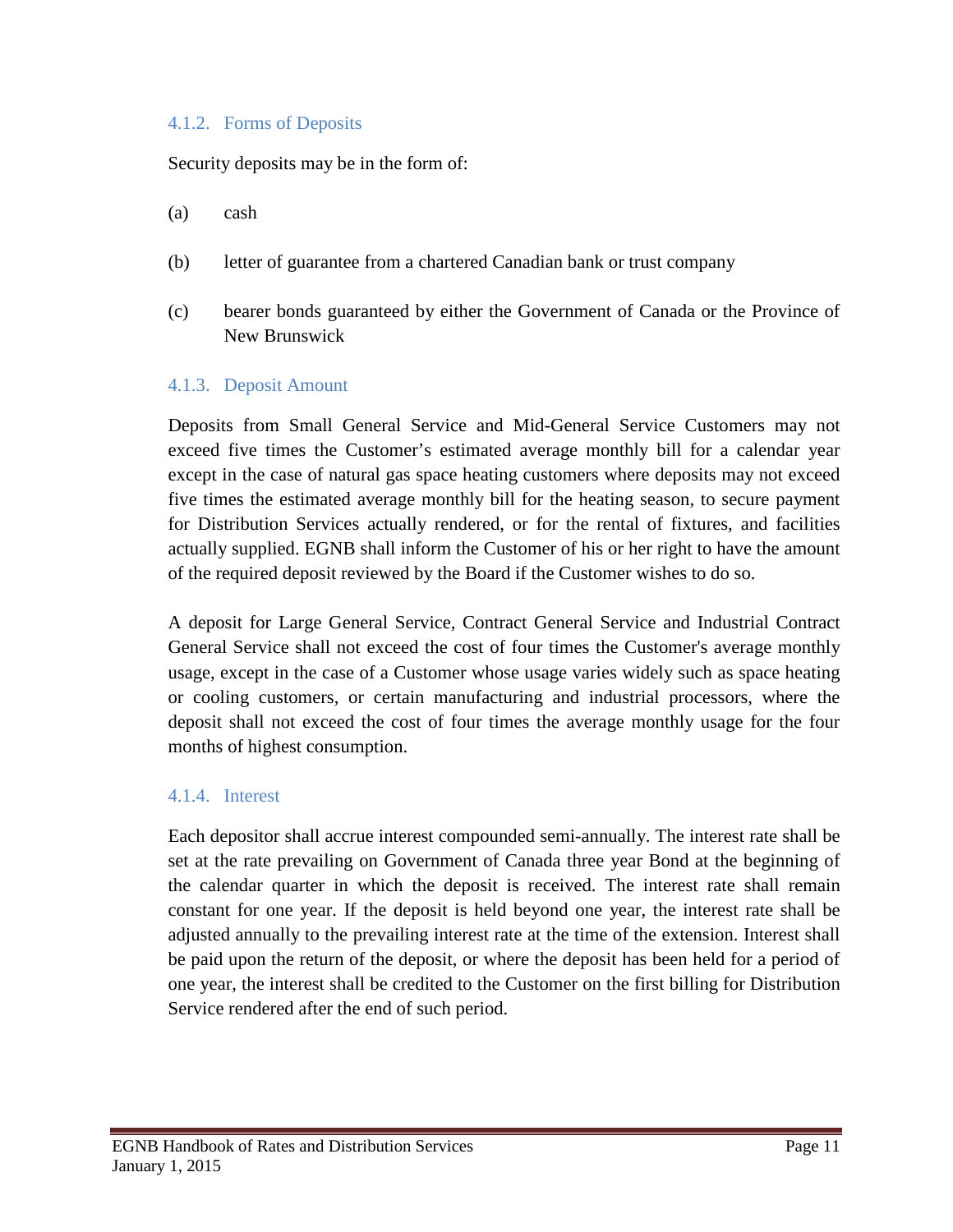### 4.1.2. Forms of Deposits

Security deposits may be in the form of:

(a) cash

(b) letter of guarantee from a chartered Canadian bank or trust company

(c) bearer bonds guaranteed by either the Government of Canada or the Province of New Brunswick

### 4.1.3. Deposit Amount

Deposits from Small General Service and Mid-General Service Customers may not exceed five times the Customer's estimated average monthly bill for a calendar year except in the case of natural gas space heating customers where deposits may not exceed five times the estimated average monthly bill for the heating season, to secure payment for Distribution Services actually rendered, or for the rental of fixtures, and facilities actually supplied. EGNB shall inform the Customer of his or her right to have the amount of the required deposit reviewed by the Board if the Customer wishes to do so.

A deposit for Large General Service, Contract General Service and Industrial Contract General Service shall not exceed the cost of four times the Customer's average monthly usage, except in the case of a Customer whose usage varies widely such as space heating or cooling customers, or certain manufacturing and industrial processors, where the deposit shall not exceed the cost of four times the average monthly usage for the four months of highest consumption.

### 4.1.4. Interest

Each depositor shall accrue interest compounded semi-annually. The interest rate shall be set at the rate prevailing on Government of Canada three year Bond at the beginning of the calendar quarter in which the deposit is received. The interest rate shall remain constant for one year. If the deposit is held beyond one year, the interest rate shall be adjusted annually to the prevailing interest rate at the time of the extension. Interest shall be paid upon the return of the deposit, or where the deposit has been held for a period of one year, the interest shall be credited to the Customer on the first billing for Distribution Service rendered after the end of such period.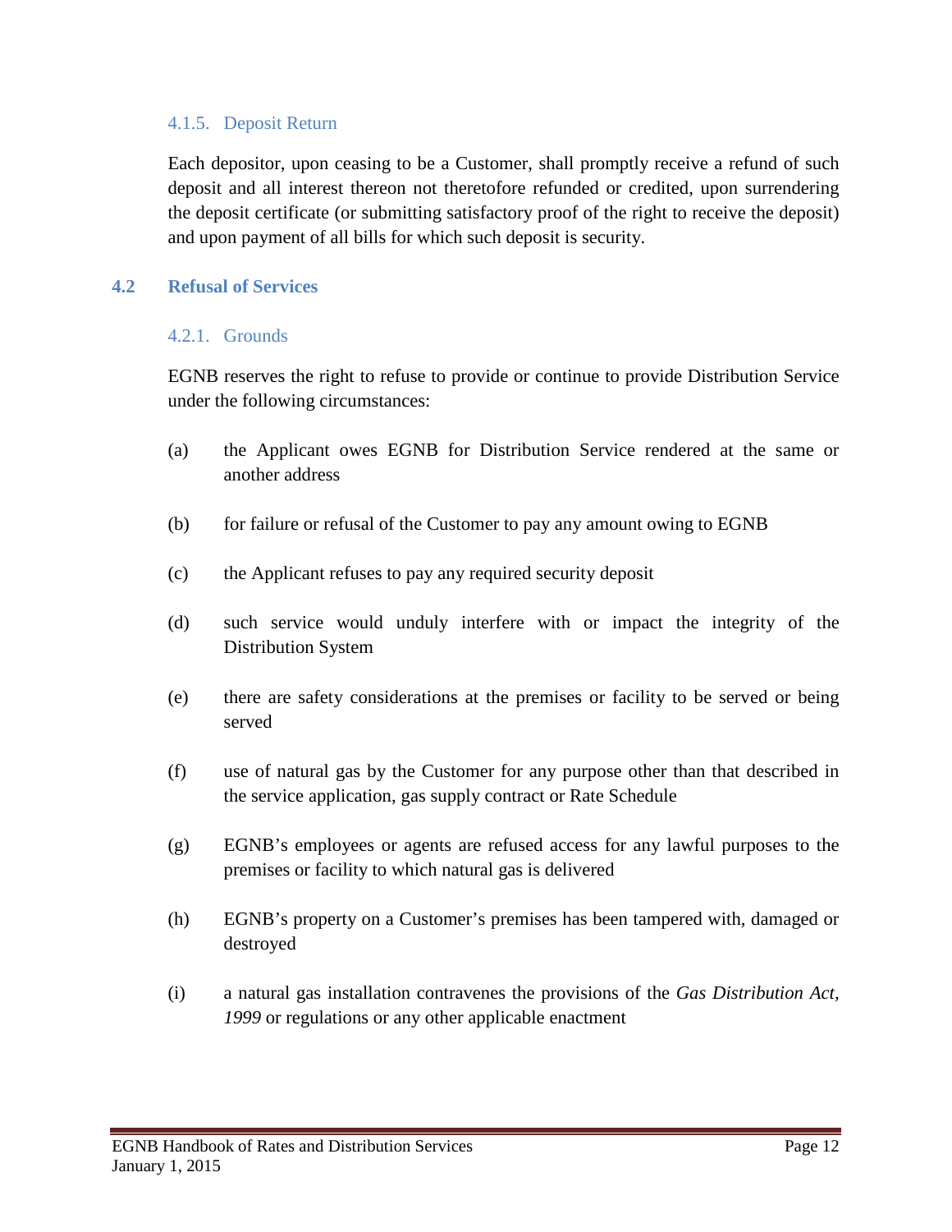#### 4.1.5. Deposit Return

Each depositor, upon ceasing to be a Customer, shall promptly receive a refund of such deposit and all interest thereon not theretofore refunded or credited, upon surrendering the deposit certificate (or submitting satisfactory proof of the right to receive the deposit) and upon payment of all bills for which such deposit is security.

### 4.2 Refusal of Services

#### 4.2.1. Grounds

EGNB reserves the right to refuse to provide or continue to provide Distribution Service under the following circumstances:

(a) the Applicant owes EGNB for Distribution Service rendered at the same or another address

(b) for failure or refusal of the Customer to pay any amount owing to EGNB

(c) the Applicant refuses to pay any required security deposit

(d) such service would unduly interfere with or impact the integrity of the Distribution System

(e) there are safety considerations at the premises or facility to be served or being served

(f) use of natural gas by the Customer for any purpose other than that described in the service application, gas supply contract or Rate Schedule

(g) EGNB's employees or agents are refused access for any lawful purposes to the premises or facility to which natural gas is delivered

(h) EGNB's property on a Customer's premises has been tampered with, damaged or destroyed

(i) a natural gas installation contravenes the provisions of the *Gas Distribution Act, 1999* or regulations or any other applicable enactment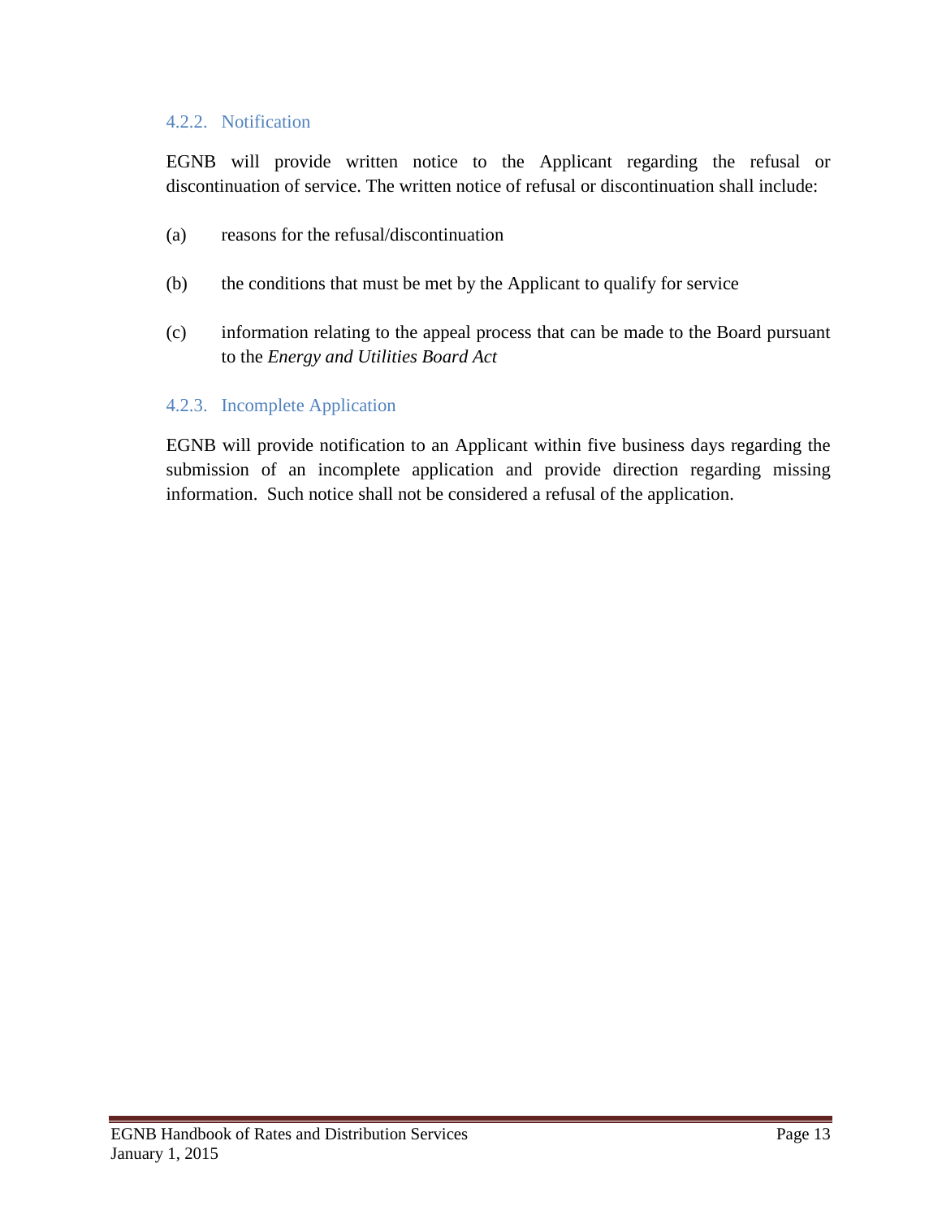### 4.2.2. Notification

EGNB will provide written notice to the Applicant regarding the refusal or discontinuation of service. The written notice of refusal or discontinuation shall include:

(a) reasons for the refusal/discontinuation

(b) the conditions that must be met by the Applicant to qualify for service

(c) information relating to the appeal process that can be made to the Board pursuant to the *Energy and Utilities Board Act*

### 4.2.3. Incomplete Application

EGNB will provide notification to an Applicant within five business days regarding the submission of an incomplete application and provide direction regarding missing information. Such notice shall not be considered a refusal of the application.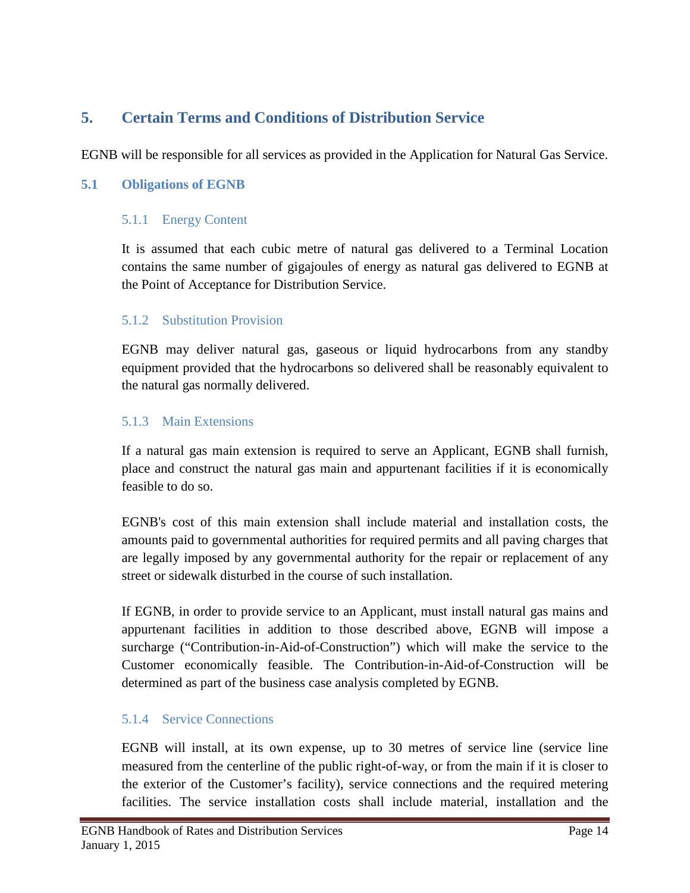# 5. Certain Terms and Conditions of Distribution Service

EGNB will be responsible for all services as provided in the Application for Natural Gas Service.

## 5.1 Obligations of EGNB

### 5.1.1 Energy Content

It is assumed that each cubic metre of natural gas delivered to a Terminal Location contains the same number of gigajoules of energy as natural gas delivered to EGNB at the Point of Acceptance for Distribution Service.

### 5.1.2 Substitution Provision

EGNB may deliver natural gas, gaseous or liquid hydrocarbons from any standby equipment provided that the hydrocarbons so delivered shall be reasonably equivalent to the natural gas normally delivered.

### 5.1.3 Main Extensions

If a natural gas main extension is required to serve an Applicant, EGNB shall furnish, place and construct the natural gas main and appurtenant facilities if it is economically feasible to do so.

EGNB's cost of this main extension shall include material and installation costs, the amounts paid to governmental authorities for required permits and all paving charges that are legally imposed by any governmental authority for the repair or replacement of any street or sidewalk disturbed in the course of such installation.

If EGNB, in order to provide service to an Applicant, must install natural gas mains and appurtenant facilities in addition to those described above, EGNB will impose a surcharge ("Contribution-in-Aid-of-Construction") which will make the service to the Customer economically feasible. The Contribution-in-Aid-of-Construction will be determined as part of the business case analysis completed by EGNB.

### 5.1.4 Service Connections

EGNB will install, at its own expense, up to 30 metres of service line (service line measured from the centerline of the public right-of-way, or from the main if it is closer to the exterior of the Customer's facility), service connections and the required metering facilities. The service installation costs shall include material, installation and the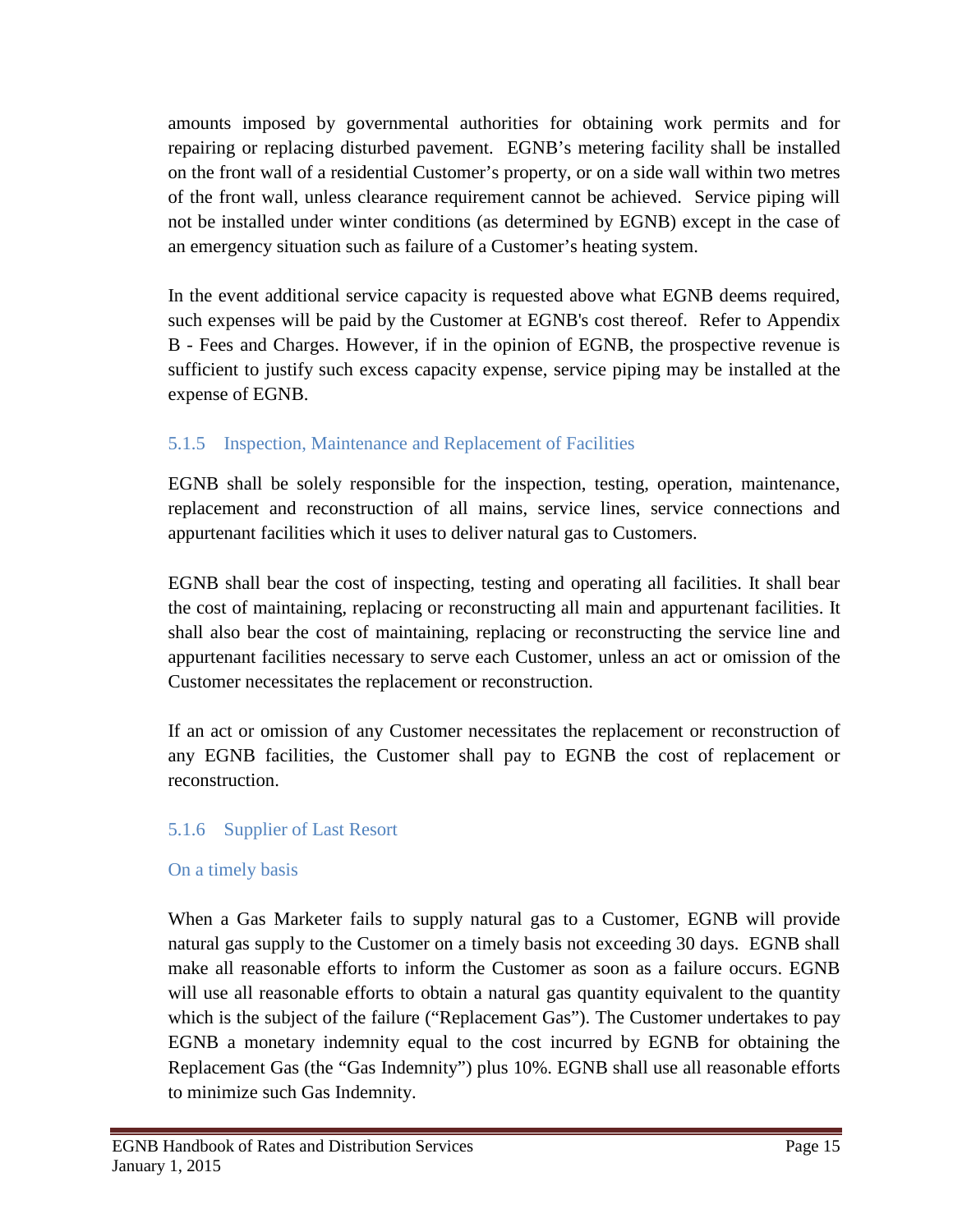amounts imposed by governmental authorities for obtaining work permits and for repairing or replacing disturbed pavement. EGNB's metering facility shall be installed on the front wall of a residential Customer's property, or on a side wall within two metres of the front wall, unless clearance requirement cannot be achieved. Service piping will not be installed under winter conditions (as determined by EGNB) except in the case of an emergency situation such as failure of a Customer's heating system.

In the event additional service capacity is requested above what EGNB deems required, such expenses will be paid by the Customer at EGNB's cost thereof. Refer to Appendix B - Fees and Charges. However, if in the opinion of EGNB, the prospective revenue is sufficient to justify such excess capacity expense, service piping may be installed at the expense of EGNB.

### 5.1.5 Inspection, Maintenance and Replacement of Facilities

EGNB shall be solely responsible for the inspection, testing, operation, maintenance, replacement and reconstruction of all mains, service lines, service connections and appurtenant facilities which it uses to deliver natural gas to Customers.

EGNB shall bear the cost of inspecting, testing and operating all facilities. It shall bear the cost of maintaining, replacing or reconstructing all main and appurtenant facilities. It shall also bear the cost of maintaining, replacing or reconstructing the service line and appurtenant facilities necessary to serve each Customer, unless an act or omission of the Customer necessitates the replacement or reconstruction.

If an act or omission of any Customer necessitates the replacement or reconstruction of any EGNB facilities, the Customer shall pay to EGNB the cost of replacement or reconstruction.

### 5.1.6 Supplier of Last Resort

#### On a timely basis

When a Gas Marketer fails to supply natural gas to a Customer, EGNB will provide natural gas supply to the Customer on a timely basis not exceeding 30 days. EGNB shall make all reasonable efforts to inform the Customer as soon as a failure occurs. EGNB will use all reasonable efforts to obtain a natural gas quantity equivalent to the quantity which is the subject of the failure ("Replacement Gas"). The Customer undertakes to pay EGNB a monetary indemnity equal to the cost incurred by EGNB for obtaining the Replacement Gas (the "Gas Indemnity") plus 10%. EGNB shall use all reasonable efforts to minimize such Gas Indemnity.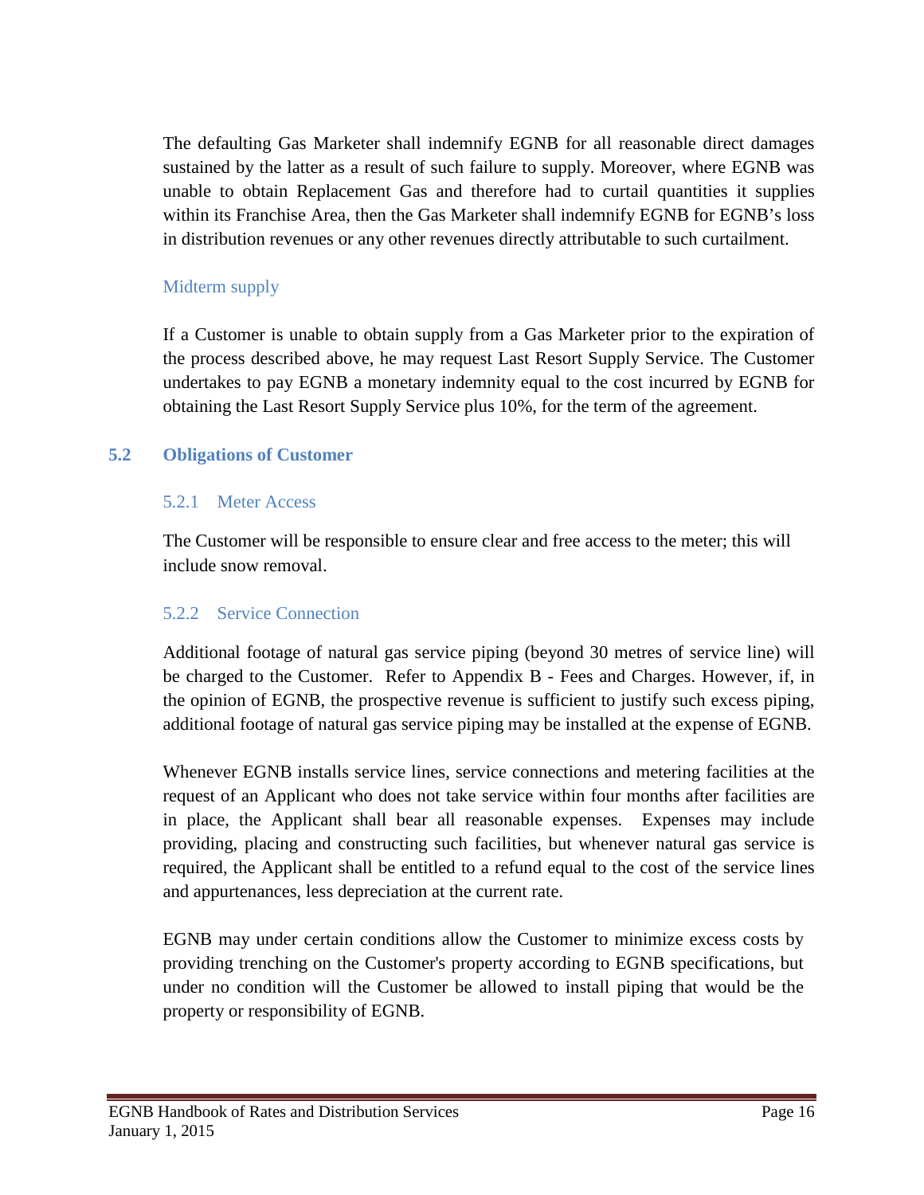The defaulting Gas Marketer shall indemnify EGNB for all reasonable direct damages sustained by the latter as a result of such failure to supply. Moreover, where EGNB was unable to obtain Replacement Gas and therefore had to curtail quantities it supplies within its Franchise Area, then the Gas Marketer shall indemnify EGNB for EGNB's loss in distribution revenues or any other revenues directly attributable to such curtailment.

#### Midterm supply

If a Customer is unable to obtain supply from a Gas Marketer prior to the expiration of the process described above, he may request Last Resort Supply Service. The Customer undertakes to pay EGNB a monetary indemnity equal to the cost incurred by EGNB for obtaining the Last Resort Supply Service plus 10%, for the term of the agreement.

## 5.2 Obligations of Customer

### 5.2.1 Meter Access

The Customer will be responsible to ensure clear and free access to the meter; this will include snow removal.

### 5.2.2 Service Connection

Additional footage of natural gas service piping (beyond 30 metres of service line) will be charged to the Customer. Refer to Appendix B - Fees and Charges. However, if, in the opinion of EGNB, the prospective revenue is sufficient to justify such excess piping, additional footage of natural gas service piping may be installed at the expense of EGNB.

Whenever EGNB installs service lines, service connections and metering facilities at the request of an Applicant who does not take service within four months after facilities are in place, the Applicant shall bear all reasonable expenses. Expenses may include providing, placing and constructing such facilities, but whenever natural gas service is required, the Applicant shall be entitled to a refund equal to the cost of the service lines and appurtenances, less depreciation at the current rate.

EGNB may under certain conditions allow the Customer to minimize excess costs by providing trenching on the Customer's property according to EGNB specifications, but under no condition will the Customer be allowed to install piping that would be the property or responsibility of EGNB.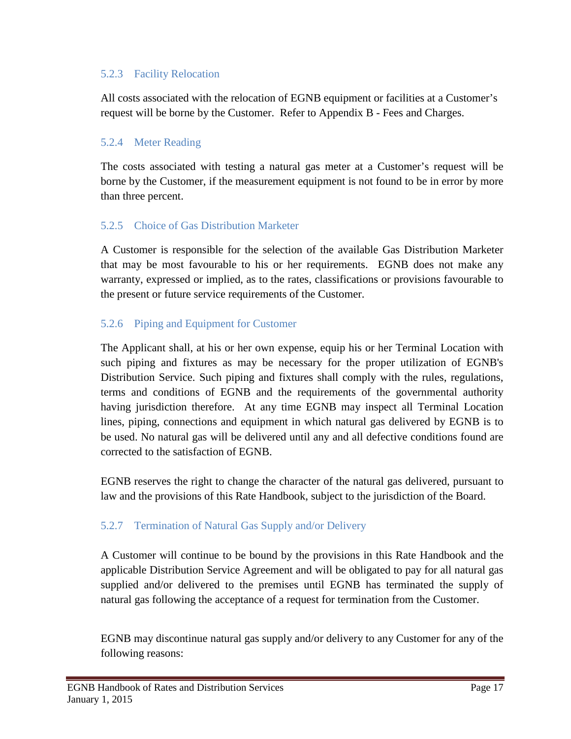### 5.2.3 Facility Relocation

All costs associated with the relocation of EGNB equipment or facilities at a Customer's request will be borne by the Customer. Refer to Appendix B - Fees and Charges.

### 5.2.4 Meter Reading

The costs associated with testing a natural gas meter at a Customer's request will be borne by the Customer, if the measurement equipment is not found to be in error by more than three percent.

### 5.2.5 Choice of Gas Distribution Marketer

A Customer is responsible for the selection of the available Gas Distribution Marketer that may be most favourable to his or her requirements. EGNB does not make any warranty, expressed or implied, as to the rates, classifications or provisions favourable to the present or future service requirements of the Customer.

### 5.2.6 Piping and Equipment for Customer

The Applicant shall, at his or her own expense, equip his or her Terminal Location with such piping and fixtures as may be necessary for the proper utilization of EGNB's Distribution Service. Such piping and fixtures shall comply with the rules, regulations, terms and conditions of EGNB and the requirements of the governmental authority having jurisdiction therefore. At any time EGNB may inspect all Terminal Location lines, piping, connections and equipment in which natural gas delivered by EGNB is to be used. No natural gas will be delivered until any and all defective conditions found are corrected to the satisfaction of EGNB.

EGNB reserves the right to change the character of the natural gas delivered, pursuant to law and the provisions of this Rate Handbook, subject to the jurisdiction of the Board.

### 5.2.7 Termination of Natural Gas Supply and/or Delivery

A Customer will continue to be bound by the provisions in this Rate Handbook and the applicable Distribution Service Agreement and will be obligated to pay for all natural gas supplied and/or delivered to the premises until EGNB has terminated the supply of natural gas following the acceptance of a request for termination from the Customer.

EGNB may discontinue natural gas supply and/or delivery to any Customer for any of the following reasons: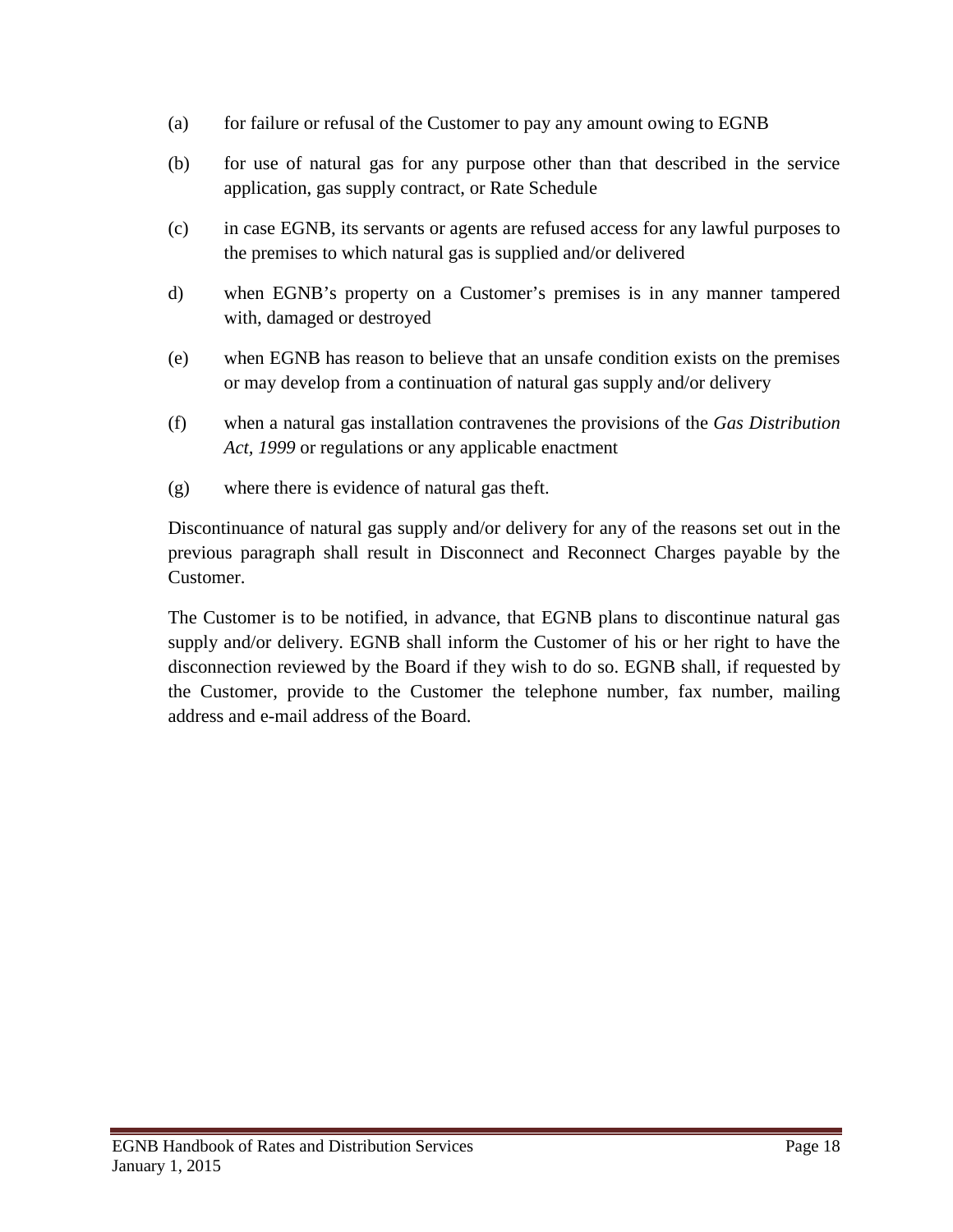(a) for failure or refusal of the Customer to pay any amount owing to EGNB

(b) for use of natural gas for any purpose other than that described in the service application, gas supply contract, or Rate Schedule

(c) in case EGNB, its servants or agents are refused access for any lawful purposes to the premises to which natural gas is supplied and/or delivered

d) when EGNB's property on a Customer's premises is in any manner tampered with, damaged or destroyed

(e) when EGNB has reason to believe that an unsafe condition exists on the premises or may develop from a continuation of natural gas supply and/or delivery

(f) when a natural gas installation contravenes the provisions of the *Gas Distribution Act, 1999* or regulations or any applicable enactment

(g) where there is evidence of natural gas theft.

Discontinuance of natural gas supply and/or delivery for any of the reasons set out in the previous paragraph shall result in Disconnect and Reconnect Charges payable by the Customer.

The Customer is to be notified, in advance, that EGNB plans to discontinue natural gas supply and/or delivery. EGNB shall inform the Customer of his or her right to have the disconnection reviewed by the Board if they wish to do so. EGNB shall, if requested by the Customer, provide to the Customer the telephone number, fax number, mailing address and e-mail address of the Board.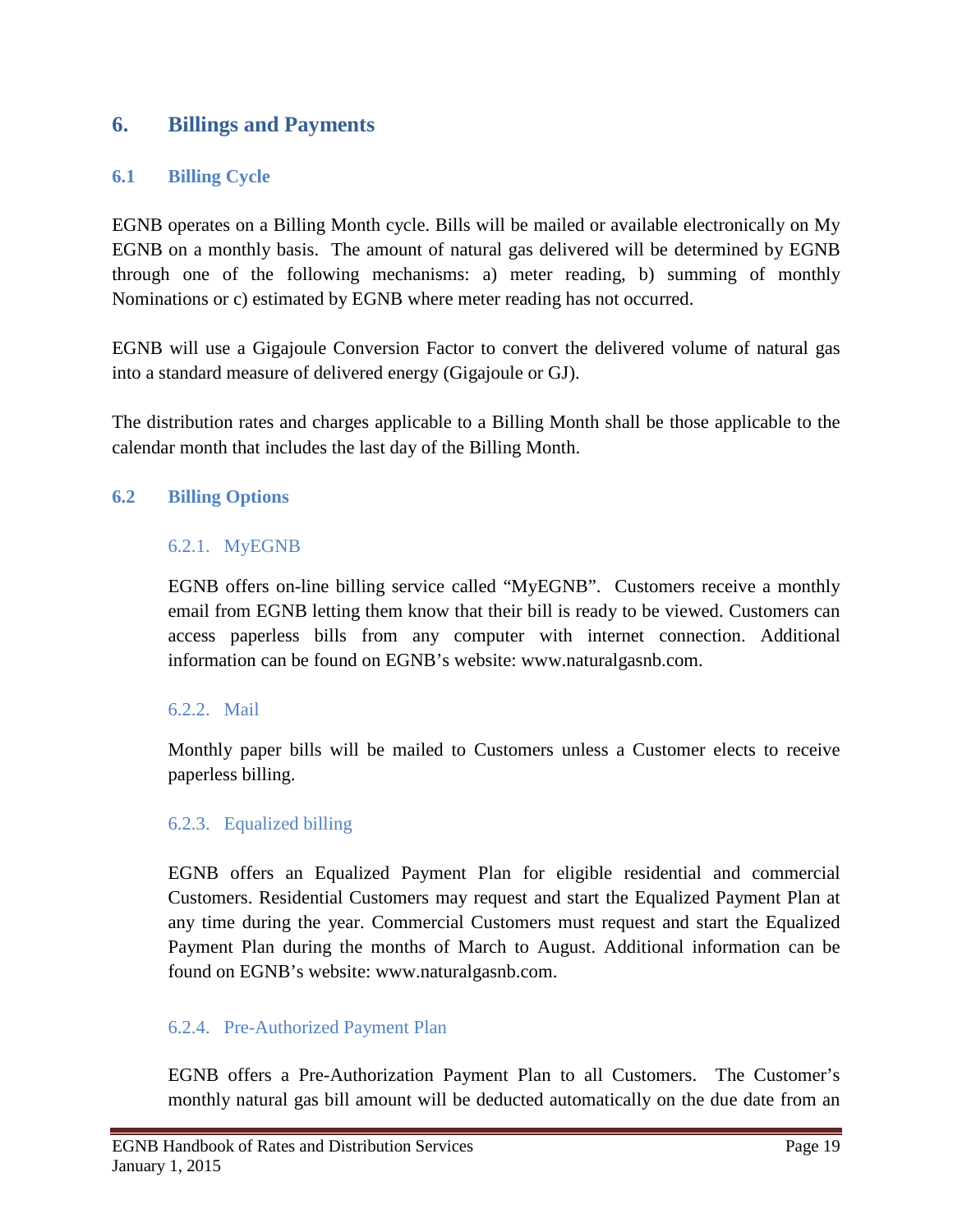# 6. Billings and Payments

## 6.1 Billing Cycle

EGNB operates on a Billing Month cycle. Bills will be mailed or available electronically on My EGNB on a monthly basis. The amount of natural gas delivered will be determined by EGNB through one of the following mechanisms: a) meter reading, b) summing of monthly Nominations or c) estimated by EGNB where meter reading has not occurred.

EGNB will use a Gigajoule Conversion Factor to convert the delivered volume of natural gas into a standard measure of delivered energy (Gigajoule or GJ).

The distribution rates and charges applicable to a Billing Month shall be those applicable to the calendar month that includes the last day of the Billing Month.

## 6.2 Billing Options

### 6.2.1. MyEGNB

EGNB offers on-line billing service called "MyEGNB". Customers receive a monthly email from EGNB letting them know that their bill is ready to be viewed. Customers can access paperless bills from any computer with internet connection. Additional information can be found on EGNB's website: www.naturalgasnb.com.

### 6.2.2. Mail

Monthly paper bills will be mailed to Customers unless a Customer elects to receive paperless billing.

### 6.2.3. Equalized billing

EGNB offers an Equalized Payment Plan for eligible residential and commercial Customers. Residential Customers may request and start the Equalized Payment Plan at any time during the year. Commercial Customers must request and start the Equalized Payment Plan during the months of March to August. Additional information can be found on EGNB's website: www.naturalgasnb.com.

### 6.2.4. Pre-Authorized Payment Plan

EGNB offers a Pre-Authorization Payment Plan to all Customers. The Customer's monthly natural gas bill amount will be deducted automatically on the due date from an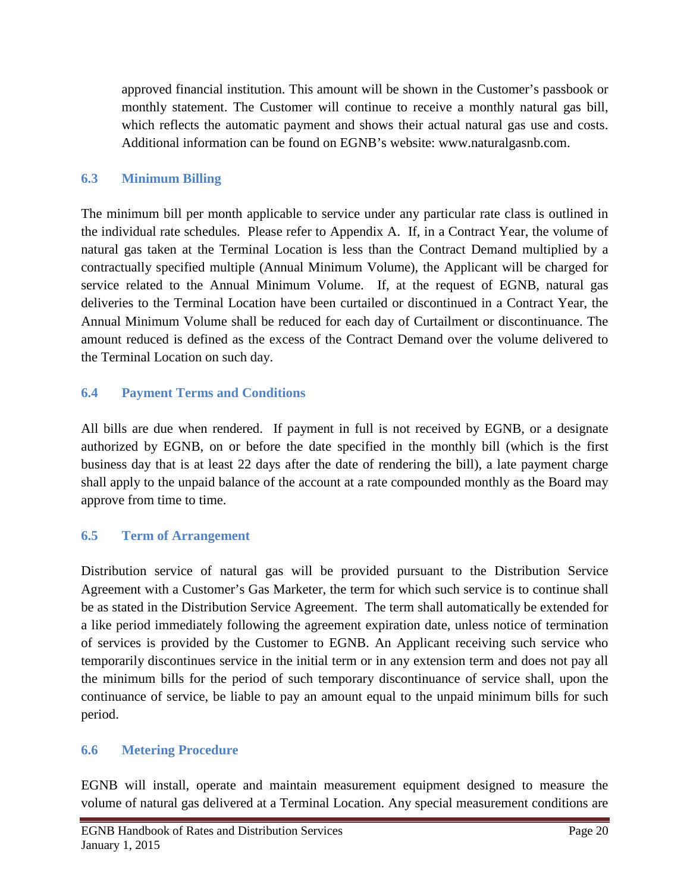approved financial institution. This amount will be shown in the Customer's passbook or monthly statement. The Customer will continue to receive a monthly natural gas bill, which reflects the automatic payment and shows their actual natural gas use and costs. Additional information can be found on EGNB's website: www.naturalgasnb.com.

### 6.3 Minimum Billing

The minimum bill per month applicable to service under any particular rate class is outlined in the individual rate schedules. Please refer to Appendix A. If, in a Contract Year, the volume of natural gas taken at the Terminal Location is less than the Contract Demand multiplied by a contractually specified multiple (Annual Minimum Volume), the Applicant will be charged for service related to the Annual Minimum Volume. If, at the request of EGNB, natural gas deliveries to the Terminal Location have been curtailed or discontinued in a Contract Year, the Annual Minimum Volume shall be reduced for each day of Curtailment or discontinuance. The amount reduced is defined as the excess of the Contract Demand over the volume delivered to the Terminal Location on such day.

### 6.4 Payment Terms and Conditions

All bills are due when rendered. If payment in full is not received by EGNB, or a designate authorized by EGNB, on or before the date specified in the monthly bill (which is the first business day that is at least 22 days after the date of rendering the bill), a late payment charge shall apply to the unpaid balance of the account at a rate compounded monthly as the Board may approve from time to time.

### 6.5 Term of Arrangement

Distribution service of natural gas will be provided pursuant to the Distribution Service Agreement with a Customer's Gas Marketer, the term for which such service is to continue shall be as stated in the Distribution Service Agreement. The term shall automatically be extended for a like period immediately following the agreement expiration date, unless notice of termination of services is provided by the Customer to EGNB. An Applicant receiving such service who temporarily discontinues service in the initial term or in any extension term and does not pay all the minimum bills for the period of such temporary discontinuance of service shall, upon the continuance of service, be liable to pay an amount equal to the unpaid minimum bills for such period.

### 6.6 Metering Procedure

EGNB will install, operate and maintain measurement equipment designed to measure the volume of natural gas delivered at a Terminal Location. Any special measurement conditions are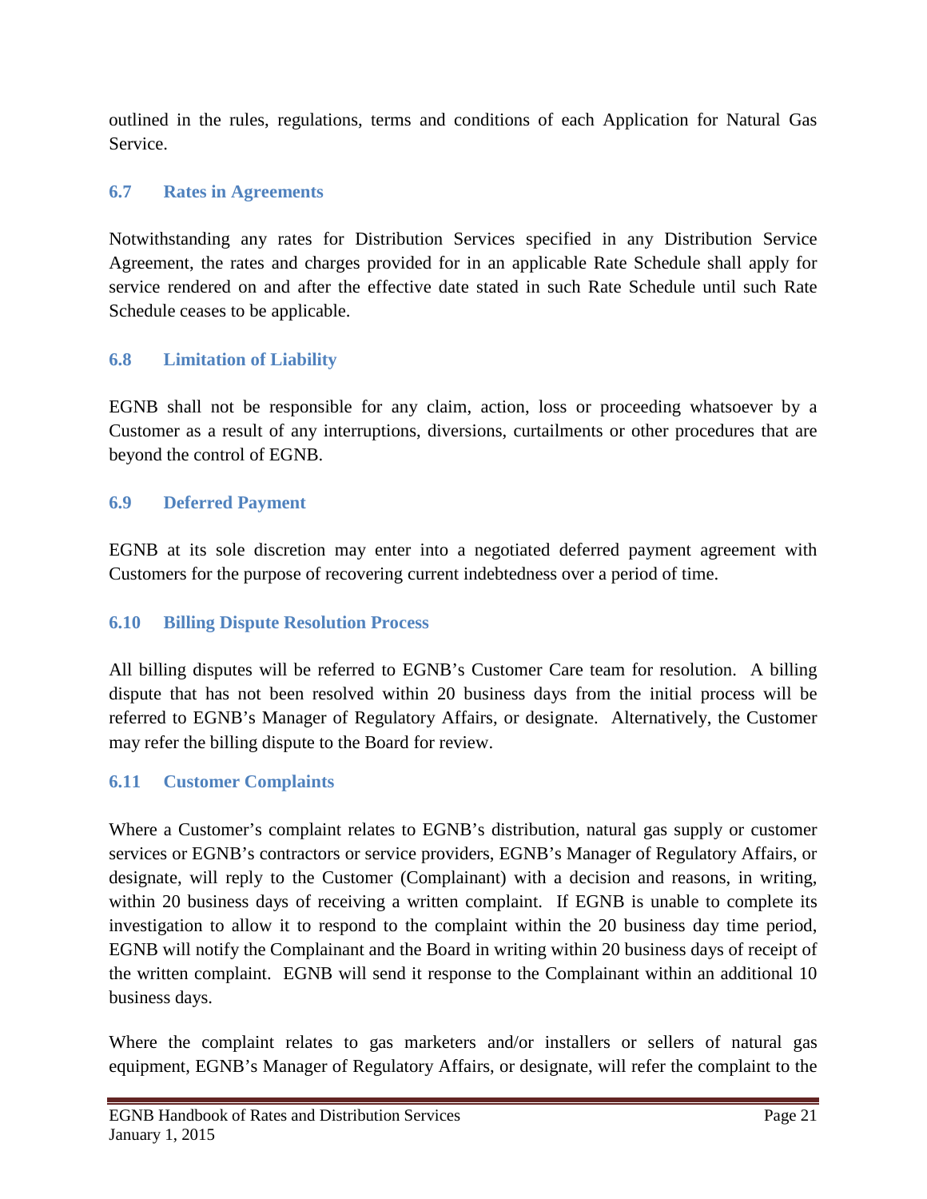outlined in the rules, regulations, terms and conditions of each Application for Natural Gas Service.

### 6.7 Rates in Agreements

Notwithstanding any rates for Distribution Services specified in any Distribution Service Agreement, the rates and charges provided for in an applicable Rate Schedule shall apply for service rendered on and after the effective date stated in such Rate Schedule until such Rate Schedule ceases to be applicable.

### 6.8 Limitation of Liability

EGNB shall not be responsible for any claim, action, loss or proceeding whatsoever by a Customer as a result of any interruptions, diversions, curtailments or other procedures that are beyond the control of EGNB.

### 6.9 Deferred Payment

EGNB at its sole discretion may enter into a negotiated deferred payment agreement with Customers for the purpose of recovering current indebtedness over a period of time.

### 6.10 Billing Dispute Resolution Process

All billing disputes will be referred to EGNB's Customer Care team for resolution. A billing dispute that has not been resolved within 20 business days from the initial process will be referred to EGNB's Manager of Regulatory Affairs, or designate. Alternatively, the Customer may refer the billing dispute to the Board for review.

### 6.11 Customer Complaints

Where a Customer's complaint relates to EGNB's distribution, natural gas supply or customer services or EGNB's contractors or service providers, EGNB's Manager of Regulatory Affairs, or designate, will reply to the Customer (Complainant) with a decision and reasons, in writing, within 20 business days of receiving a written complaint. If EGNB is unable to complete its investigation to allow it to respond to the complaint within the 20 business day time period, EGNB will notify the Complainant and the Board in writing within 20 business days of receipt of the written complaint. EGNB will send it response to the Complainant within an additional 10 business days.

Where the complaint relates to gas marketers and/or installers or sellers of natural gas equipment, EGNB's Manager of Regulatory Affairs, or designate, will refer the complaint to the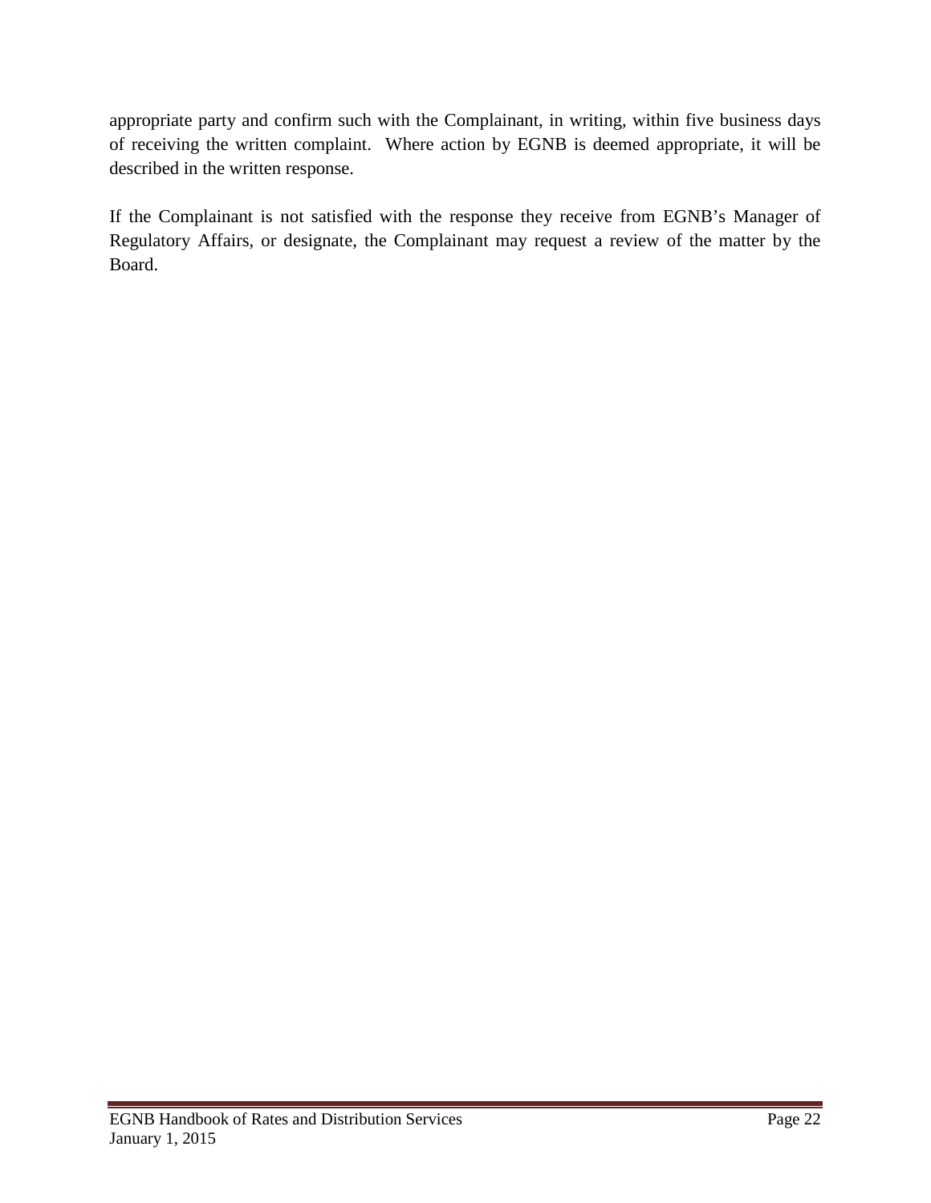appropriate party and confirm such with the Complainant, in writing, within five business days of receiving the written complaint. Where action by EGNB is deemed appropriate, it will be described in the written response.

If the Complainant is not satisfied with the response they receive from EGNB's Manager of Regulatory Affairs, or designate, the Complainant may request a review of the matter by the Board.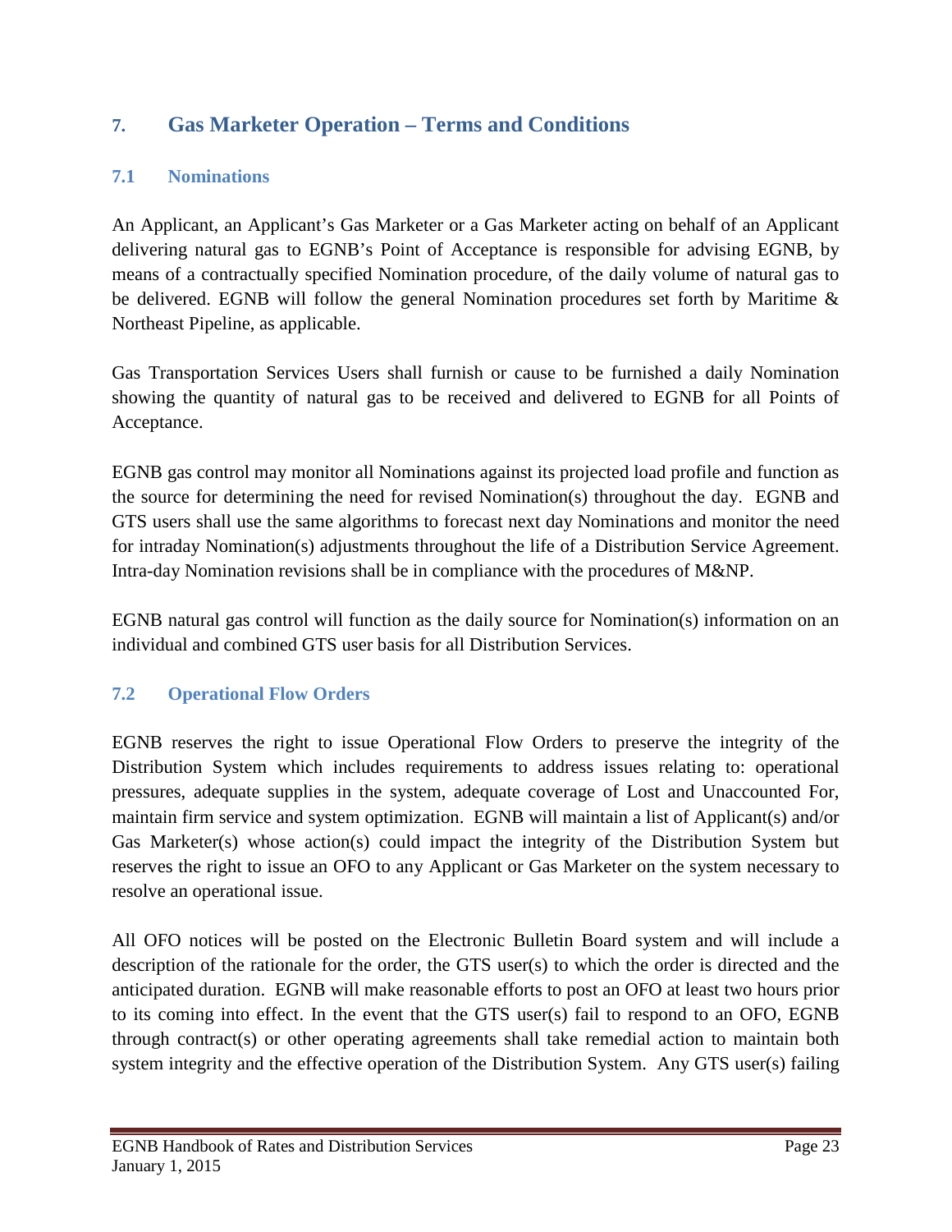## 7. Gas Marketer Operation – Terms and Conditions

### 7.1 Nominations

An Applicant, an Applicant's Gas Marketer or a Gas Marketer acting on behalf of an Applicant delivering natural gas to EGNB's Point of Acceptance is responsible for advising EGNB, by means of a contractually specified Nomination procedure, of the daily volume of natural gas to be delivered. EGNB will follow the general Nomination procedures set forth by Maritime & Northeast Pipeline, as applicable.

Gas Transportation Services Users shall furnish or cause to be furnished a daily Nomination showing the quantity of natural gas to be received and delivered to EGNB for all Points of Acceptance.

EGNB gas control may monitor all Nominations against its projected load profile and function as the source for determining the need for revised Nomination(s) throughout the day. EGNB and GTS users shall use the same algorithms to forecast next day Nominations and monitor the need for intraday Nomination(s) adjustments throughout the life of a Distribution Service Agreement. Intra-day Nomination revisions shall be in compliance with the procedures of M&NP.

EGNB natural gas control will function as the daily source for Nomination(s) information on an individual and combined GTS user basis for all Distribution Services.

### 7.2 Operational Flow Orders

EGNB reserves the right to issue Operational Flow Orders to preserve the integrity of the Distribution System which includes requirements to address issues relating to: operational pressures, adequate supplies in the system, adequate coverage of Lost and Unaccounted For, maintain firm service and system optimization. EGNB will maintain a list of Applicant(s) and/or Gas Marketer(s) whose action(s) could impact the integrity of the Distribution System but reserves the right to issue an OFO to any Applicant or Gas Marketer on the system necessary to resolve an operational issue.

All OFO notices will be posted on the Electronic Bulletin Board system and will include a description of the rationale for the order, the GTS user(s) to which the order is directed and the anticipated duration. EGNB will make reasonable efforts to post an OFO at least two hours prior to its coming into effect. In the event that the GTS user(s) fail to respond to an OFO, EGNB through contract(s) or other operating agreements shall take remedial action to maintain both system integrity and the effective operation of the Distribution System. Any GTS user(s) failing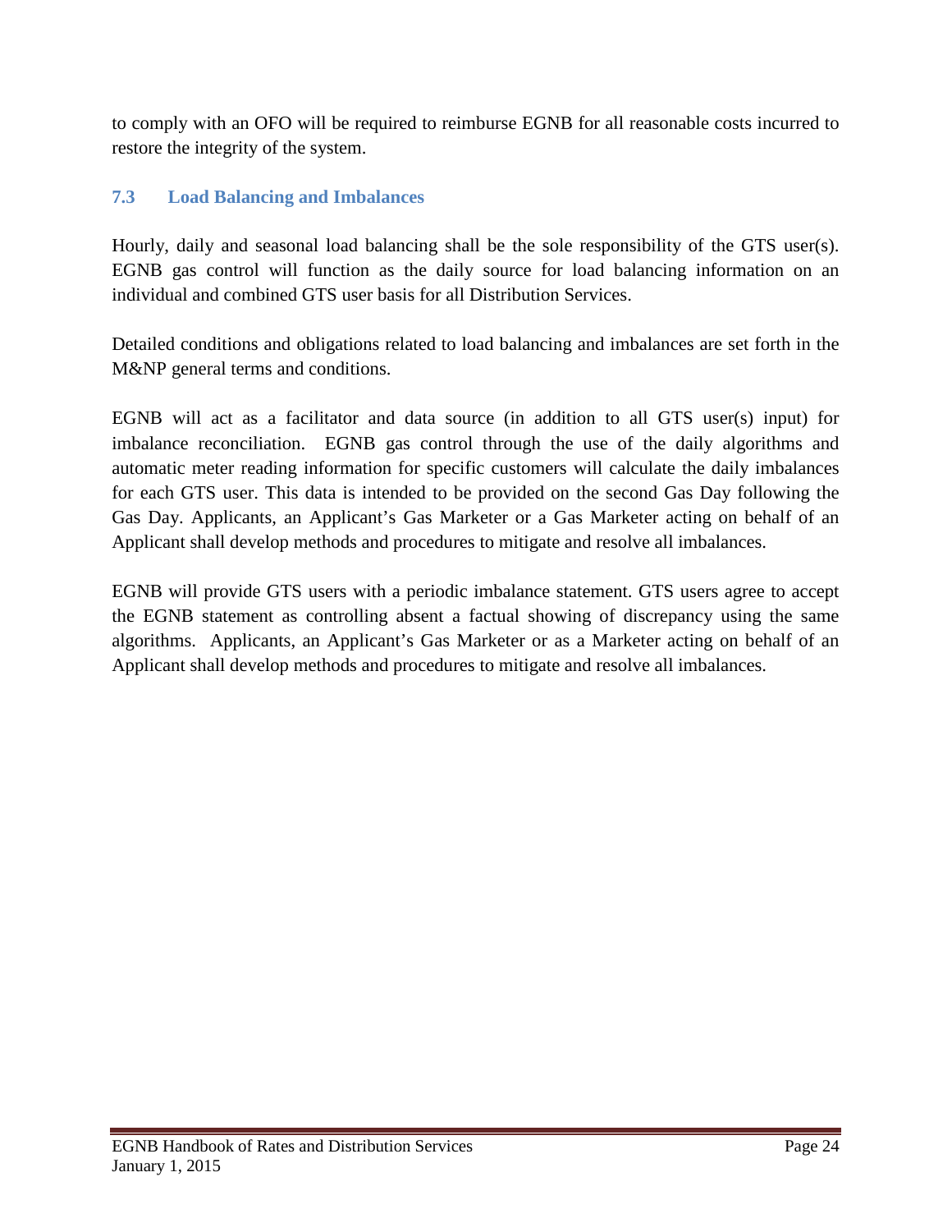to comply with an OFO will be required to reimburse EGNB for all reasonable costs incurred to restore the integrity of the system.

### 7.3 Load Balancing and Imbalances

Hourly, daily and seasonal load balancing shall be the sole responsibility of the GTS user(s). EGNB gas control will function as the daily source for load balancing information on an individual and combined GTS user basis for all Distribution Services.

Detailed conditions and obligations related to load balancing and imbalances are set forth in the M&NP general terms and conditions.

EGNB will act as a facilitator and data source (in addition to all GTS user(s) input) for imbalance reconciliation. EGNB gas control through the use of the daily algorithms and automatic meter reading information for specific customers will calculate the daily imbalances for each GTS user. This data is intended to be provided on the second Gas Day following the Gas Day. Applicants, an Applicant's Gas Marketer or a Gas Marketer acting on behalf of an Applicant shall develop methods and procedures to mitigate and resolve all imbalances.

EGNB will provide GTS users with a periodic imbalance statement. GTS users agree to accept the EGNB statement as controlling absent a factual showing of discrepancy using the same algorithms. Applicants, an Applicant's Gas Marketer or as a Marketer acting on behalf of an Applicant shall develop methods and procedures to mitigate and resolve all imbalances.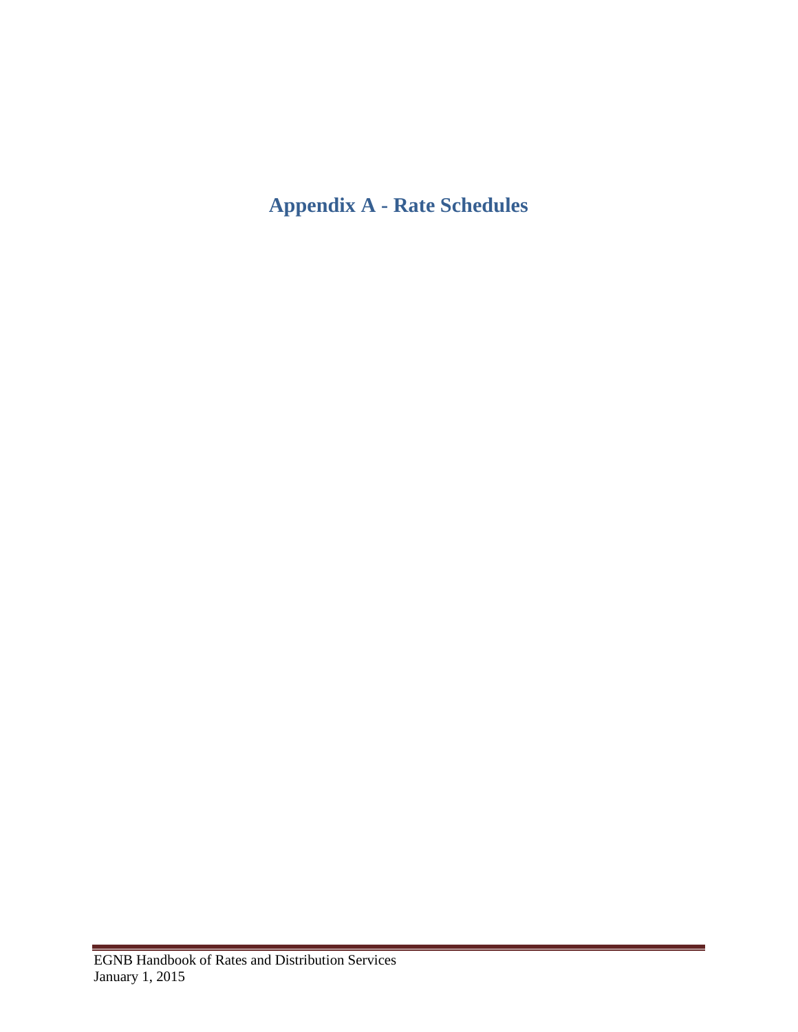# Appendix A - Rate Schedules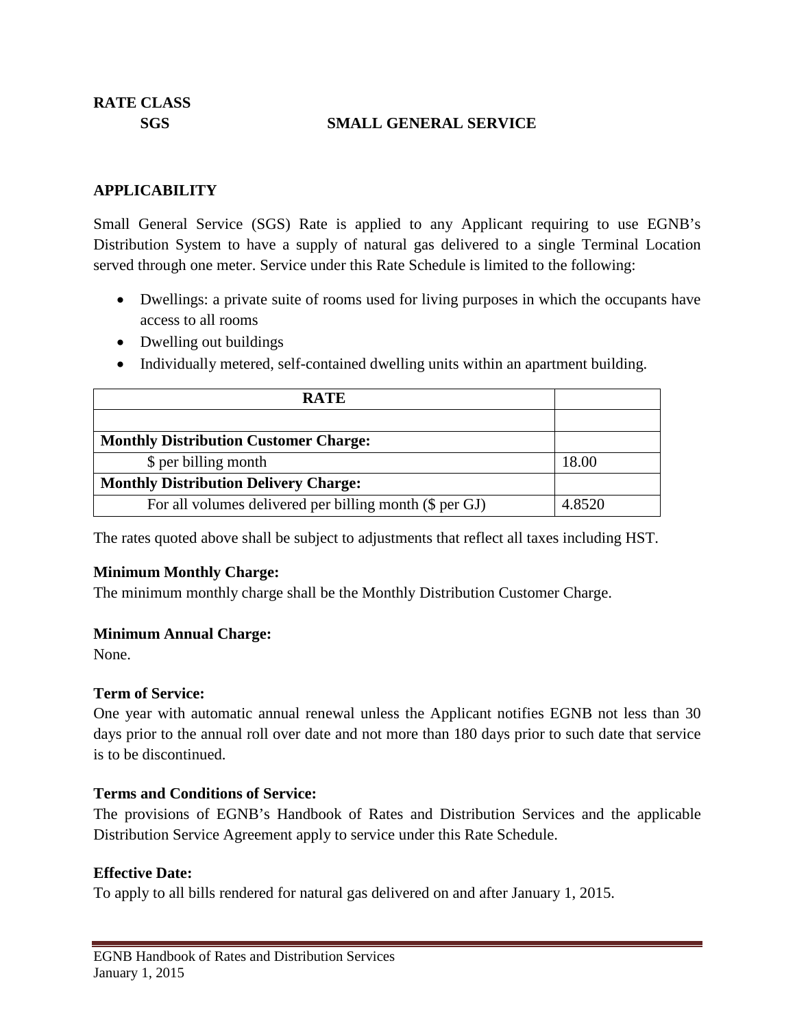**RATE CLASS**

**SGS　　　　　　SMALL GENERAL SERVICE**

**APPLICABILITY**

Small General Service (SGS) Rate is applied to any Applicant requiring to use EGNB's Distribution System to have a supply of natural gas delivered to a single Terminal Location served through one meter. Service under this Rate Schedule is limited to the following:

- Dwellings: a private suite of rooms used for living purposes in which the occupants have access to all rooms
- Dwelling out buildings
- Individually metered, self-contained dwelling units within an apartment building.

| RATE | |
|---|---|
| | |
| **Monthly Distribution Customer Charge:** | |
| $ per billing month | 18.00 |
| **Monthly Distribution Delivery Charge:** | |
| For all volumes delivered per billing month ($ per GJ) | 4.8520 |

The rates quoted above shall be subject to adjustments that reflect all taxes including HST.

**Minimum Monthly Charge:**
The minimum monthly charge shall be the Monthly Distribution Customer Charge.

**Minimum Annual Charge:**
None.

**Term of Service:**
One year with automatic annual renewal unless the Applicant notifies EGNB not less than 30 days prior to the annual roll over date and not more than 180 days prior to such date that service is to be discontinued.

**Terms and Conditions of Service:**
The provisions of EGNB's Handbook of Rates and Distribution Services and the applicable Distribution Service Agreement apply to service under this Rate Schedule.

**Effective Date:**
To apply to all bills rendered for natural gas delivered on and after January 1, 2015.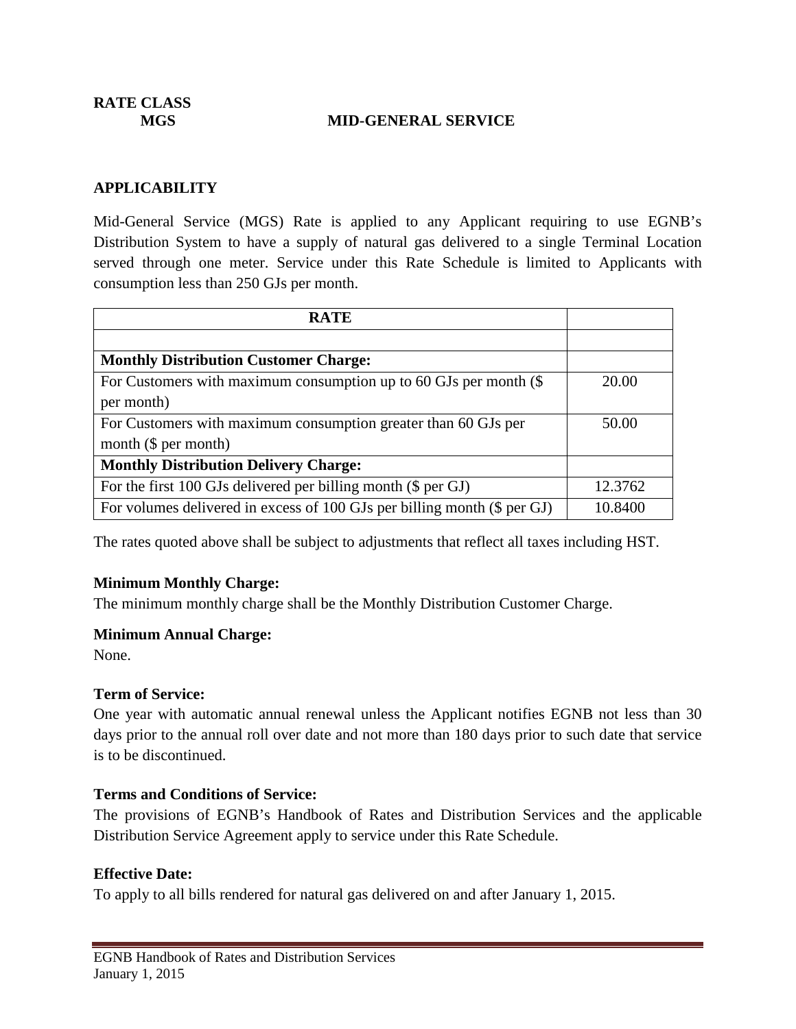**RATE CLASS**

**MGS MID-GENERAL SERVICE**

**APPLICABILITY**

Mid-General Service (MGS) Rate is applied to any Applicant requiring to use EGNB's Distribution System to have a supply of natural gas delivered to a single Terminal Location served through one meter. Service under this Rate Schedule is limited to Applicants with consumption less than 250 GJs per month.

| **RATE** | |
|---|---|
| | |
| **Monthly Distribution Customer Charge:** | |
| For Customers with maximum consumption up to 60 GJs per month ($ per month) | 20.00 |
| For Customers with maximum consumption greater than 60 GJs per month ($ per month) | 50.00 |
| **Monthly Distribution Delivery Charge:** | |
| For the first 100 GJs delivered per billing month ($ per GJ) | 12.3762 |
| For volumes delivered in excess of 100 GJs per billing month ($ per GJ) | 10.8400 |

The rates quoted above shall be subject to adjustments that reflect all taxes including HST.

**Minimum Monthly Charge:**

The minimum monthly charge shall be the Monthly Distribution Customer Charge.

**Minimum Annual Charge:**

None.

**Term of Service:**

One year with automatic annual renewal unless the Applicant notifies EGNB not less than 30 days prior to the annual roll over date and not more than 180 days prior to such date that service is to be discontinued.

**Terms and Conditions of Service:**

The provisions of EGNB's Handbook of Rates and Distribution Services and the applicable Distribution Service Agreement apply to service under this Rate Schedule.

**Effective Date:**

To apply to all bills rendered for natural gas delivered on and after January 1, 2015.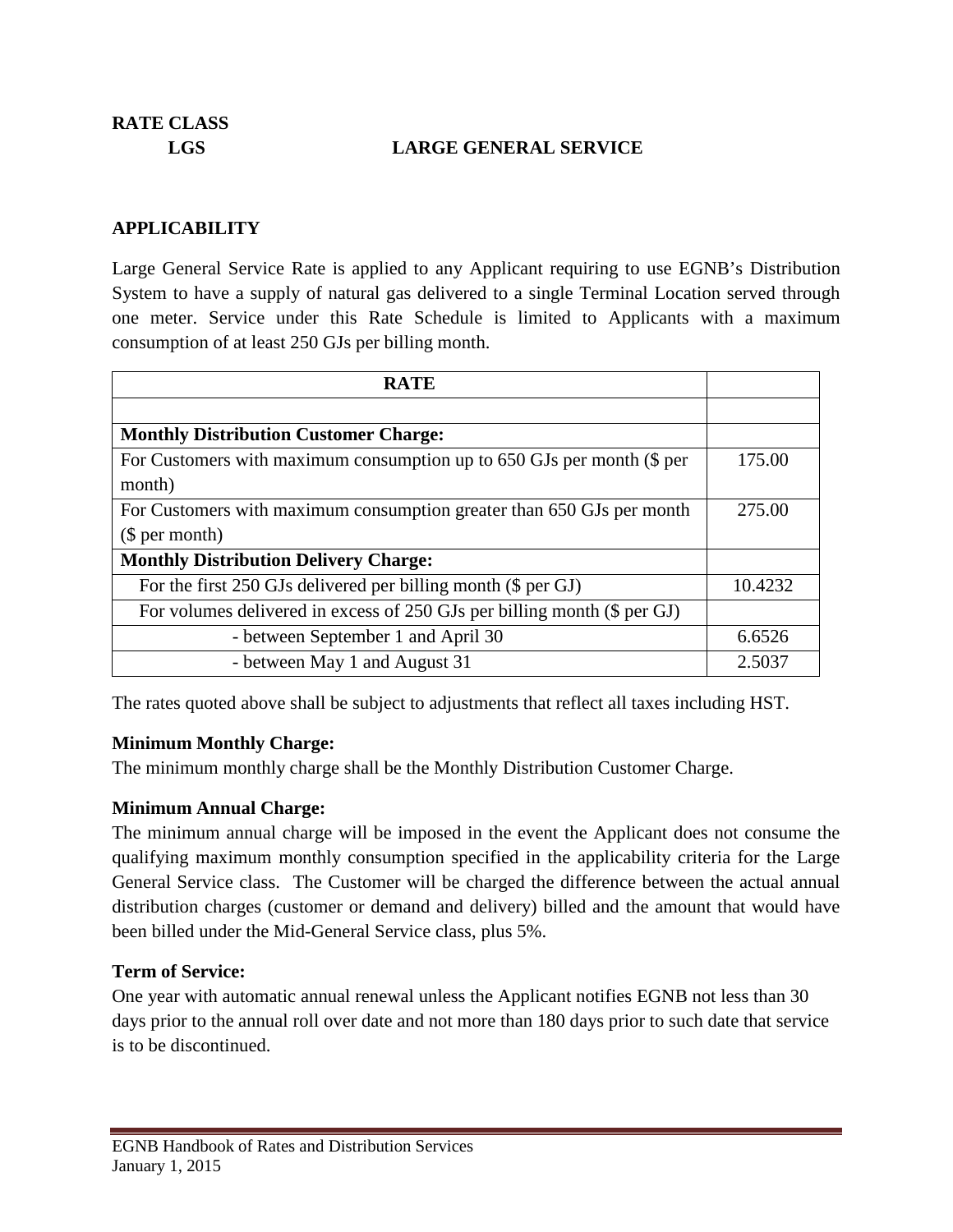**RATE CLASS**

**LGS LARGE GENERAL SERVICE**

**APPLICABILITY**

Large General Service Rate is applied to any Applicant requiring to use EGNB's Distribution System to have a supply of natural gas delivered to a single Terminal Location served through one meter. Service under this Rate Schedule is limited to Applicants with a maximum consumption of at least 250 GJs per billing month.

| RATE | |
|---|---|
| | |
| **Monthly Distribution Customer Charge:** | |
| For Customers with maximum consumption up to 650 GJs per month ($ per month) | 175.00 |
| For Customers with maximum consumption greater than 650 GJs per month ($ per month) | 275.00 |
| **Monthly Distribution Delivery Charge:** | |
| For the first 250 GJs delivered per billing month ($ per GJ) | 10.4232 |
| For volumes delivered in excess of 250 GJs per billing month ($ per GJ) | |
| - between September 1 and April 30 | 6.6526 |
| - between May 1 and August 31 | 2.5037 |

The rates quoted above shall be subject to adjustments that reflect all taxes including HST.

**Minimum Monthly Charge:**
The minimum monthly charge shall be the Monthly Distribution Customer Charge.

**Minimum Annual Charge:**
The minimum annual charge will be imposed in the event the Applicant does not consume the qualifying maximum monthly consumption specified in the applicability criteria for the Large General Service class. The Customer will be charged the difference between the actual annual distribution charges (customer or demand and delivery) billed and the amount that would have been billed under the Mid-General Service class, plus 5%.

**Term of Service:**
One year with automatic annual renewal unless the Applicant notifies EGNB not less than 30 days prior to the annual roll over date and not more than 180 days prior to such date that service is to be discontinued.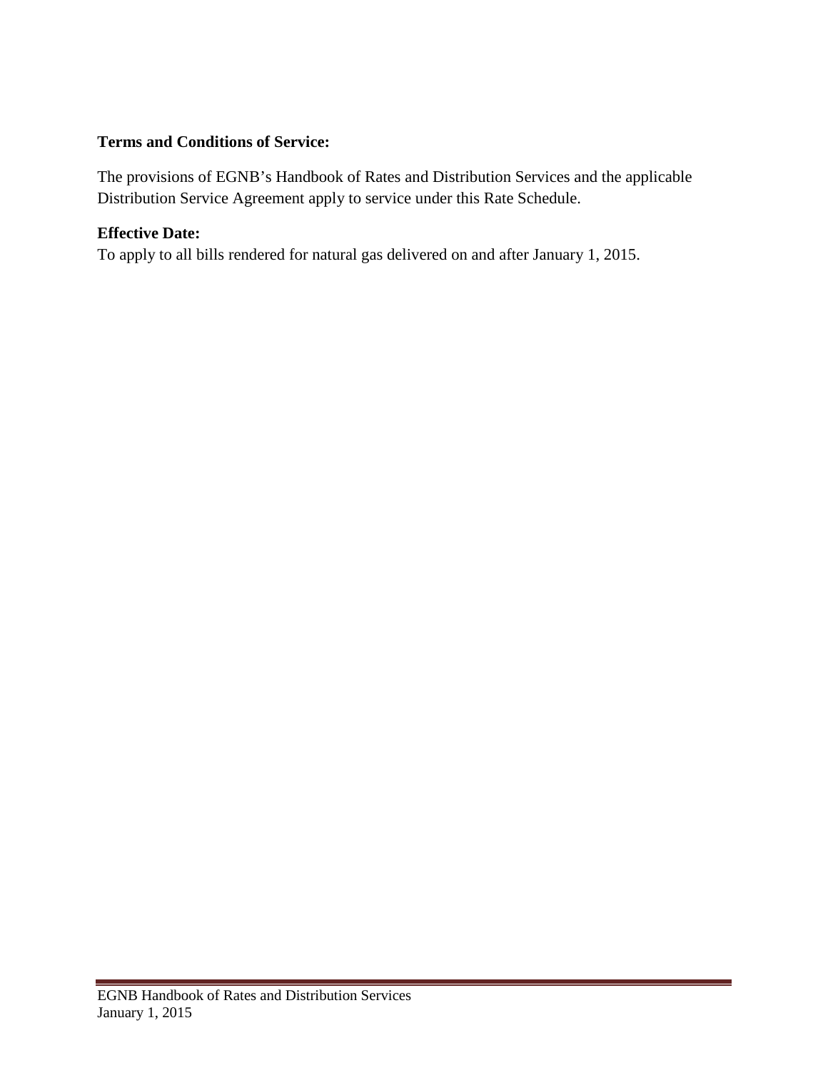**Terms and Conditions of Service:**

The provisions of EGNB's Handbook of Rates and Distribution Services and the applicable Distribution Service Agreement apply to service under this Rate Schedule.

**Effective Date:**

To apply to all bills rendered for natural gas delivered on and after January 1, 2015.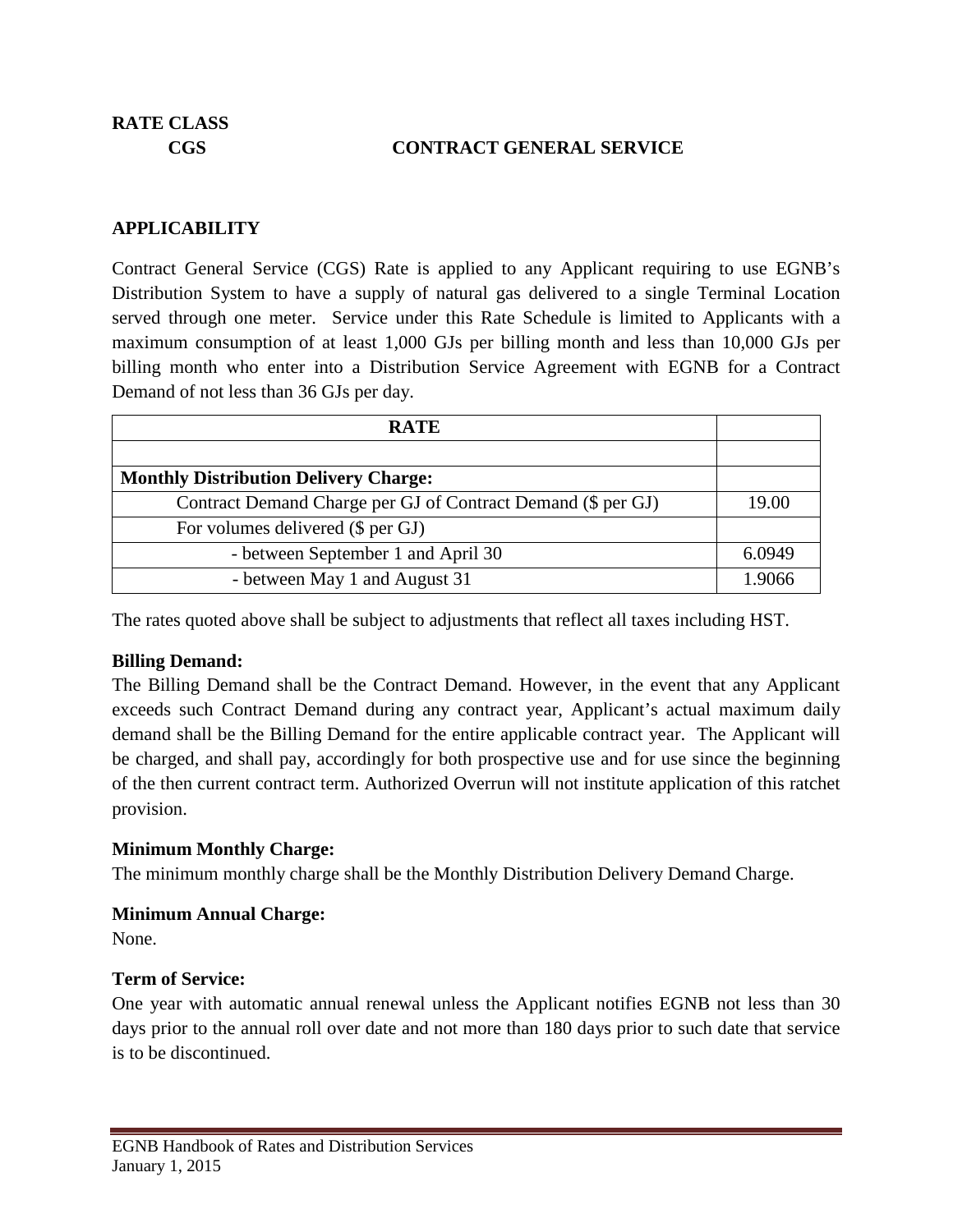**RATE CLASS**

**CGS** **CONTRACT GENERAL SERVICE**

**APPLICABILITY**

Contract General Service (CGS) Rate is applied to any Applicant requiring to use EGNB's Distribution System to have a supply of natural gas delivered to a single Terminal Location served through one meter. Service under this Rate Schedule is limited to Applicants with a maximum consumption of at least 1,000 GJs per billing month and less than 10,000 GJs per billing month who enter into a Distribution Service Agreement with EGNB for a Contract Demand of not less than 36 GJs per day.

| **RATE** | |
|---|---|
| | |
| **Monthly Distribution Delivery Charge:** | |
| Contract Demand Charge per GJ of Contract Demand ($ per GJ) | 19.00 |
| For volumes delivered ($ per GJ) | |
| - between September 1 and April 30 | 6.0949 |
| - between May 1 and August 31 | 1.9066 |

The rates quoted above shall be subject to adjustments that reflect all taxes including HST.

**Billing Demand:**
The Billing Demand shall be the Contract Demand. However, in the event that any Applicant exceeds such Contract Demand during any contract year, Applicant's actual maximum daily demand shall be the Billing Demand for the entire applicable contract year. The Applicant will be charged, and shall pay, accordingly for both prospective use and for use since the beginning of the then current contract term. Authorized Overrun will not institute application of this ratchet provision.

**Minimum Monthly Charge:**
The minimum monthly charge shall be the Monthly Distribution Delivery Demand Charge.

**Minimum Annual Charge:**
None.

**Term of Service:**
One year with automatic annual renewal unless the Applicant notifies EGNB not less than 30 days prior to the annual roll over date and not more than 180 days prior to such date that service is to be discontinued.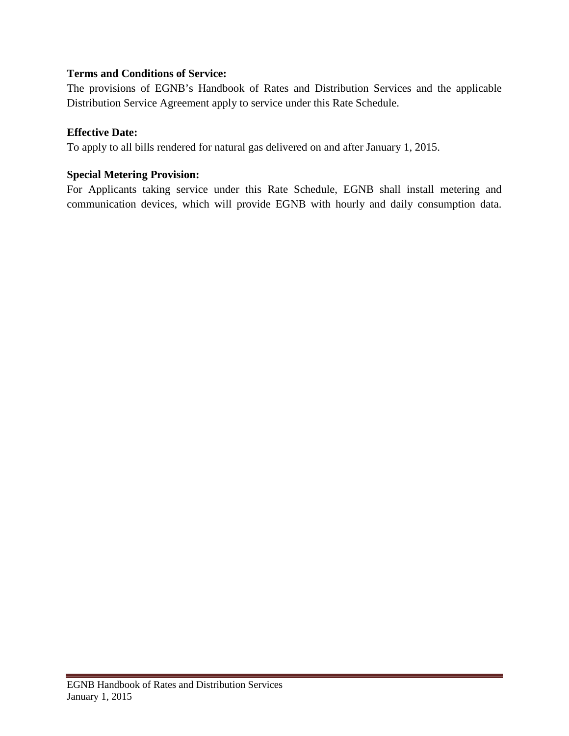**Terms and Conditions of Service:**

The provisions of EGNB's Handbook of Rates and Distribution Services and the applicable Distribution Service Agreement apply to service under this Rate Schedule.

**Effective Date:**

To apply to all bills rendered for natural gas delivered on and after January 1, 2015.

**Special Metering Provision:**

For Applicants taking service under this Rate Schedule, EGNB shall install metering and communication devices, which will provide EGNB with hourly and daily consumption data.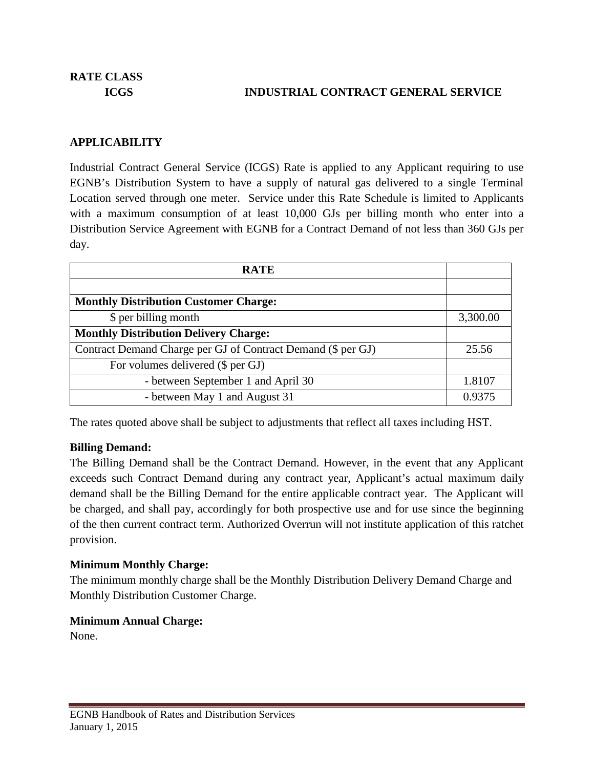**RATE CLASS**

**ICGS — INDUSTRIAL CONTRACT GENERAL SERVICE**

## APPLICABILITY

Industrial Contract General Service (ICGS) Rate is applied to any Applicant requiring to use EGNB's Distribution System to have a supply of natural gas delivered to a single Terminal Location served through one meter. Service under this Rate Schedule is limited to Applicants with a maximum consumption of at least 10,000 GJs per billing month who enter into a Distribution Service Agreement with EGNB for a Contract Demand of not less than 360 GJs per day.

| RATE | |
|---|---|
| | |
| **Monthly Distribution Customer Charge:** | |
| $ per billing month | 3,300.00 |
| **Monthly Distribution Delivery Charge:** | |
| Contract Demand Charge per GJ of Contract Demand ($ per GJ) | 25.56 |
| For volumes delivered ($ per GJ) | |
| - between September 1 and April 30 | 1.8107 |
| - between May 1 and August 31 | 0.9375 |

The rates quoted above shall be subject to adjustments that reflect all taxes including HST.

**Billing Demand:**
The Billing Demand shall be the Contract Demand. However, in the event that any Applicant exceeds such Contract Demand during any contract year, Applicant's actual maximum daily demand shall be the Billing Demand for the entire applicable contract year. The Applicant will be charged, and shall pay, accordingly for both prospective use and for use since the beginning of the then current contract term. Authorized Overrun will not institute application of this ratchet provision.

**Minimum Monthly Charge:**
The minimum monthly charge shall be the Monthly Distribution Delivery Demand Charge and Monthly Distribution Customer Charge.

**Minimum Annual Charge:**
None.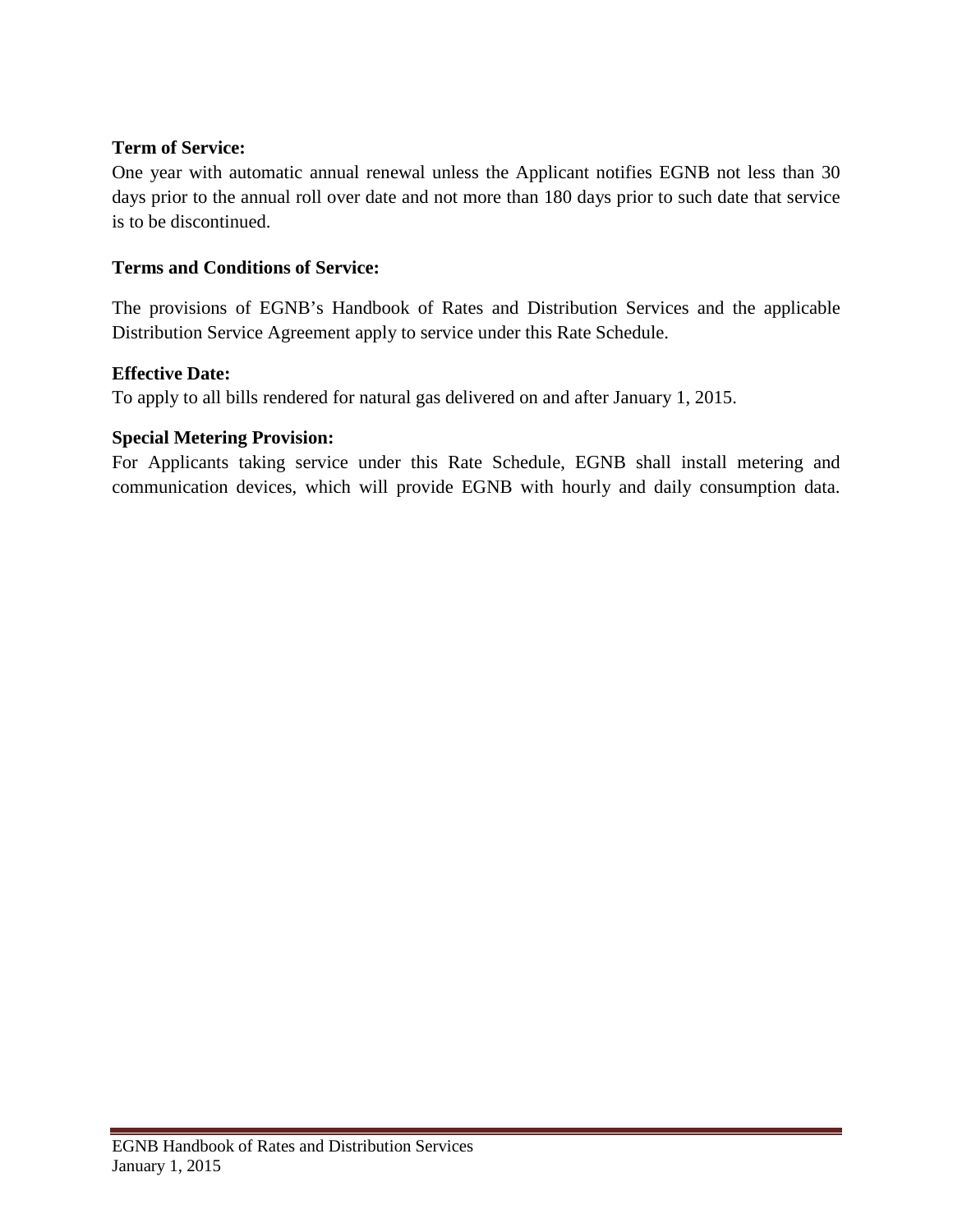**Term of Service:**

One year with automatic annual renewal unless the Applicant notifies EGNB not less than 30 days prior to the annual roll over date and not more than 180 days prior to such date that service is to be discontinued.

**Terms and Conditions of Service:**

The provisions of EGNB's Handbook of Rates and Distribution Services and the applicable Distribution Service Agreement apply to service under this Rate Schedule.

**Effective Date:**

To apply to all bills rendered for natural gas delivered on and after January 1, 2015.

**Special Metering Provision:**

For Applicants taking service under this Rate Schedule, EGNB shall install metering and communication devices, which will provide EGNB with hourly and daily consumption data.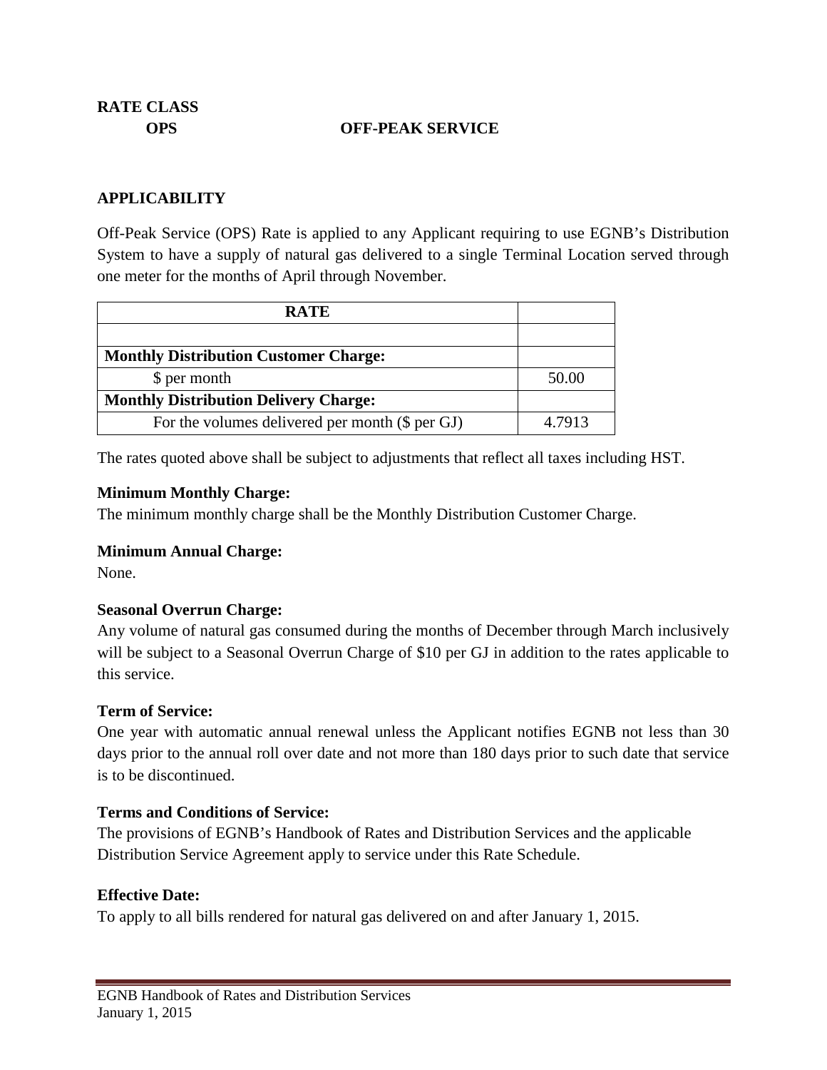**RATE CLASS**

**OPS OFF-PEAK SERVICE**

## APPLICABILITY

Off-Peak Service (OPS) Rate is applied to any Applicant requiring to use EGNB's Distribution System to have a supply of natural gas delivered to a single Terminal Location served through one meter for the months of April through November.

| RATE | |
|---|---|
| | |
| **Monthly Distribution Customer Charge:** | |
| $ per month | 50.00 |
| **Monthly Distribution Delivery Charge:** | |
| For the volumes delivered per month ($ per GJ) | 4.7913 |

The rates quoted above shall be subject to adjustments that reflect all taxes including HST.

**Minimum Monthly Charge:**
The minimum monthly charge shall be the Monthly Distribution Customer Charge.

**Minimum Annual Charge:**
None.

**Seasonal Overrun Charge:**
Any volume of natural gas consumed during the months of December through March inclusively will be subject to a Seasonal Overrun Charge of $10 per GJ in addition to the rates applicable to this service.

**Term of Service:**
One year with automatic annual renewal unless the Applicant notifies EGNB not less than 30 days prior to the annual roll over date and not more than 180 days prior to such date that service is to be discontinued.

**Terms and Conditions of Service:**
The provisions of EGNB's Handbook of Rates and Distribution Services and the applicable Distribution Service Agreement apply to service under this Rate Schedule.

**Effective Date:**
To apply to all bills rendered for natural gas delivered on and after January 1, 2015.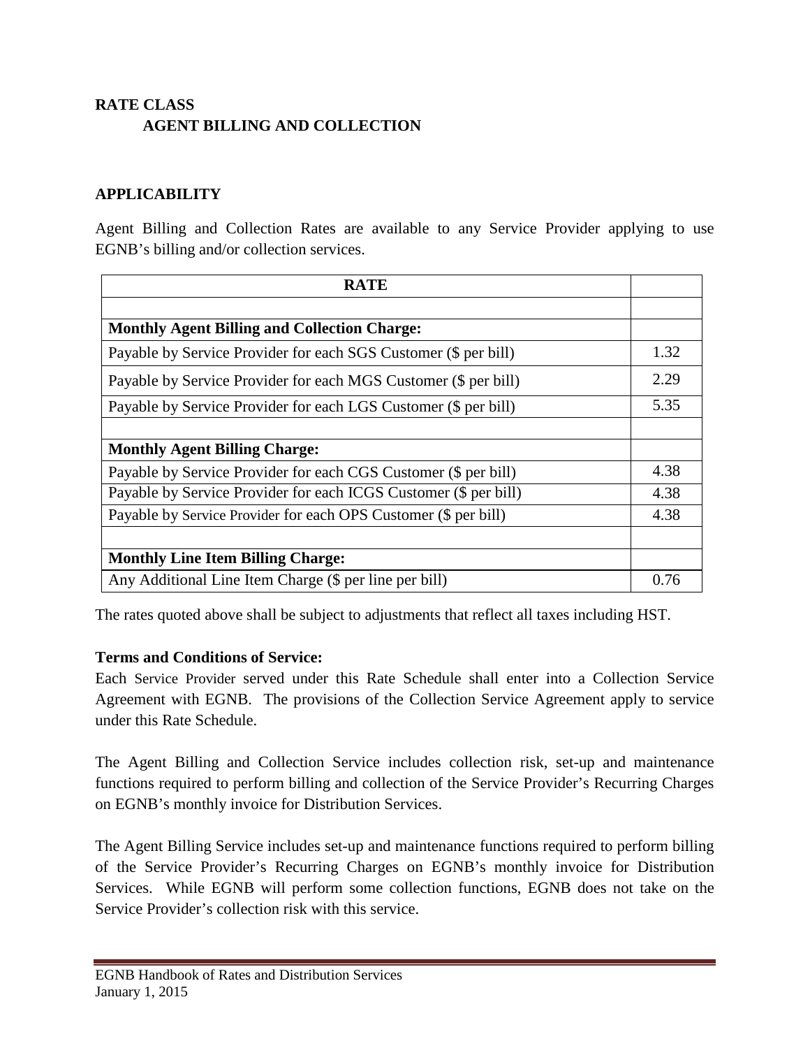**RATE CLASS**

**AGENT BILLING AND COLLECTION**

**APPLICABILITY**

Agent Billing and Collection Rates are available to any Service Provider applying to use EGNB's billing and/or collection services.

| **RATE** | |
|---|---|
| | |
| **Monthly Agent Billing and Collection Charge:** | |
| Payable by Service Provider for each SGS Customer ($ per bill) | 1.32 |
| Payable by Service Provider for each MGS Customer ($ per bill) | 2.29 |
| Payable by Service Provider for each LGS Customer ($ per bill) | 5.35 |
| | |
| **Monthly Agent Billing Charge:** | |
| Payable by Service Provider for each CGS Customer ($ per bill) | 4.38 |
| Payable by Service Provider for each ICGS Customer ($ per bill) | 4.38 |
| Payable by Service Provider for each OPS Customer ($ per bill) | 4.38 |
| | |
| **Monthly Line Item Billing Charge:** | |
| Any Additional Line Item Charge ($ per line per bill) | 0.76 |

The rates quoted above shall be subject to adjustments that reflect all taxes including HST.

**Terms and Conditions of Service:**

Each Service Provider served under this Rate Schedule shall enter into a Collection Service Agreement with EGNB. The provisions of the Collection Service Agreement apply to service under this Rate Schedule.

The Agent Billing and Collection Service includes collection risk, set-up and maintenance functions required to perform billing and collection of the Service Provider's Recurring Charges on EGNB's monthly invoice for Distribution Services.

The Agent Billing Service includes set-up and maintenance functions required to perform billing of the Service Provider's Recurring Charges on EGNB's monthly invoice for Distribution Services. While EGNB will perform some collection functions, EGNB does not take on the Service Provider's collection risk with this service.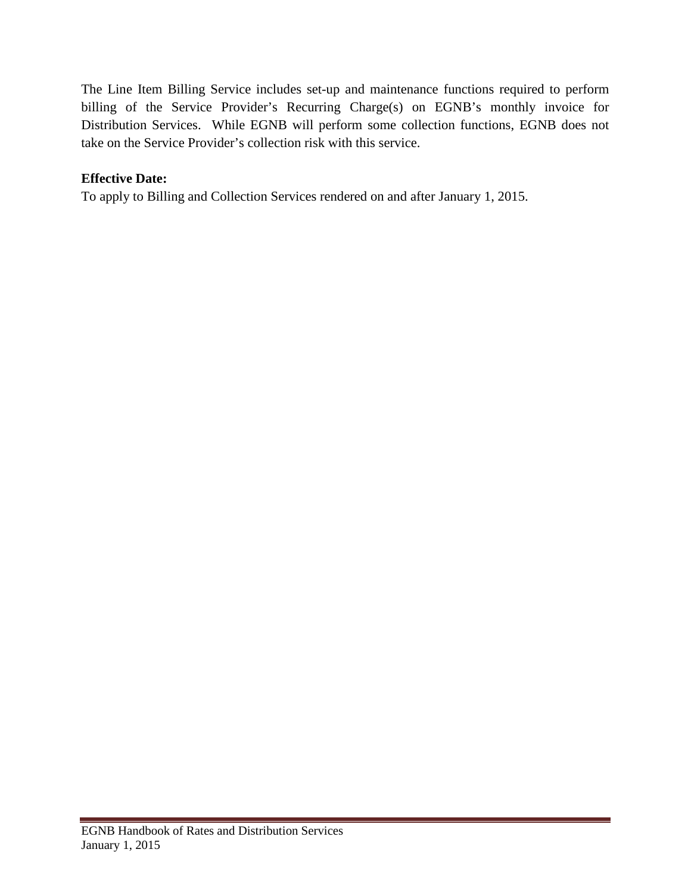The Line Item Billing Service includes set-up and maintenance functions required to perform billing of the Service Provider's Recurring Charge(s) on EGNB's monthly invoice for Distribution Services. While EGNB will perform some collection functions, EGNB does not take on the Service Provider's collection risk with this service.

**Effective Date:**
To apply to Billing and Collection Services rendered on and after January 1, 2015.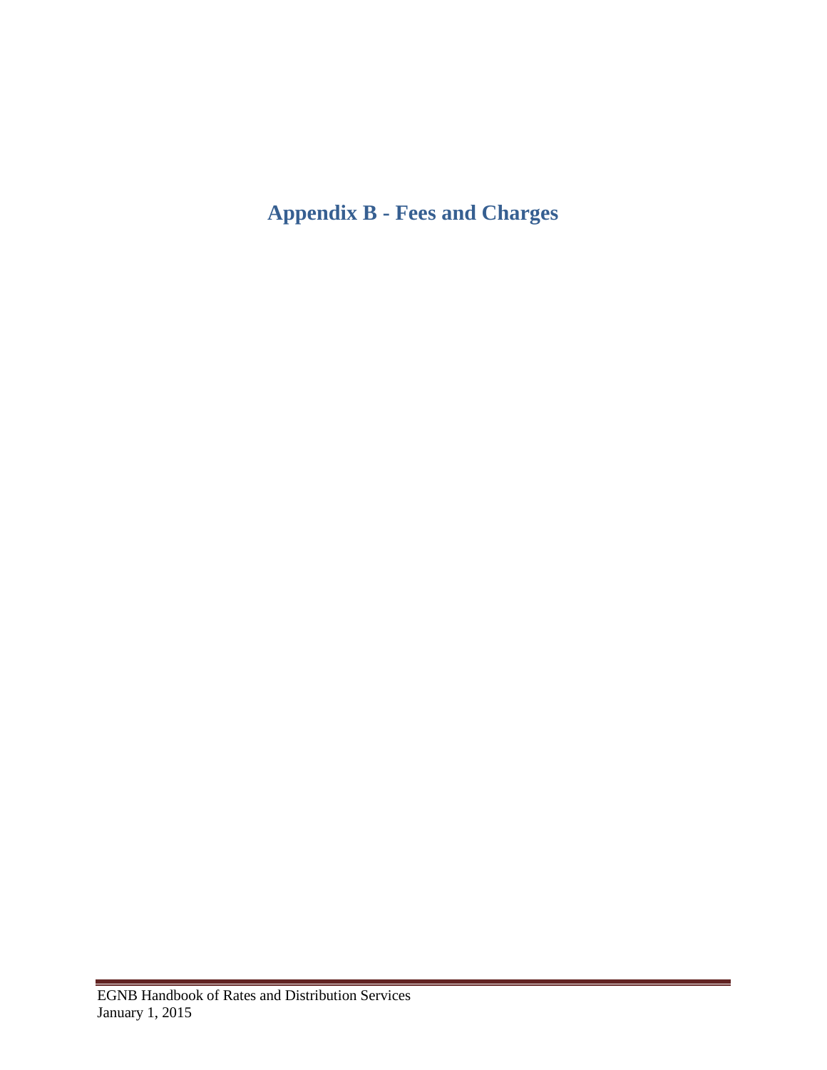# Appendix B - Fees and Charges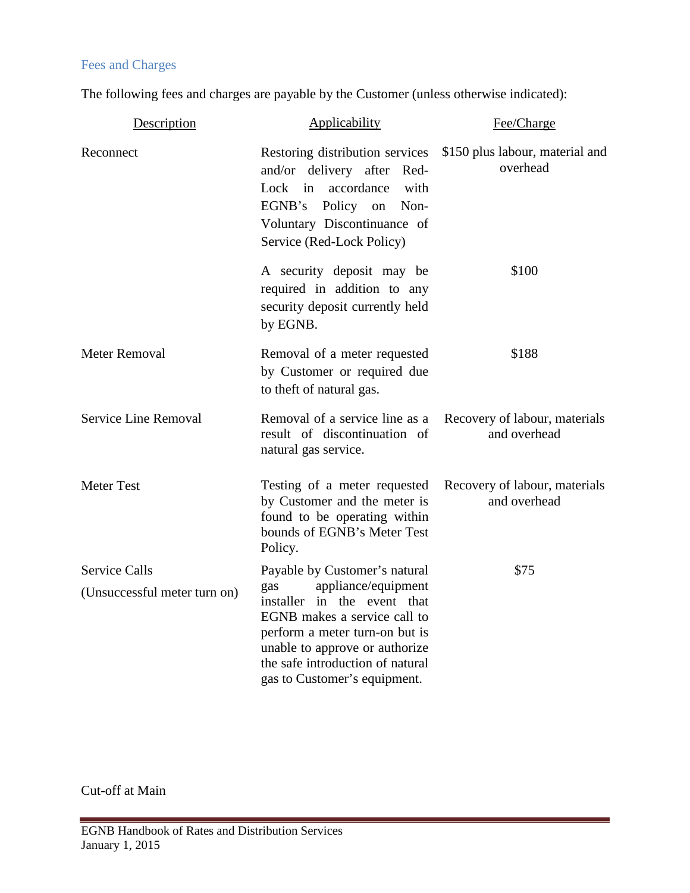## Fees and Charges

The following fees and charges are payable by the Customer (unless otherwise indicated):

| Description | Applicability | Fee/Charge |
|---|---|---|
| Reconnect | Restoring distribution services and/or delivery after Red-Lock in accordance with EGNB's Policy on Non-Voluntary Discontinuance of Service (Red-Lock Policy) | $150 plus labour, material and overhead |
| | A security deposit may be required in addition to any security deposit currently held by EGNB. | $100 |
| Meter Removal | Removal of a meter requested by Customer or required due to theft of natural gas. | $188 |
| Service Line Removal | Removal of a service line as a result of discontinuation of natural gas service. | Recovery of labour, materials and overhead |
| Meter Test | Testing of a meter requested by Customer and the meter is found to be operating within bounds of EGNB's Meter Test Policy. | Recovery of labour, materials and overhead |
| Service Calls (Unsuccessful meter turn on) | Payable by Customer's natural gas appliance/equipment installer in the event that EGNB makes a service call to perform a meter turn-on but is unable to approve or authorize the safe introduction of natural gas to Customer's equipment. | $75 |

Cut-off at Main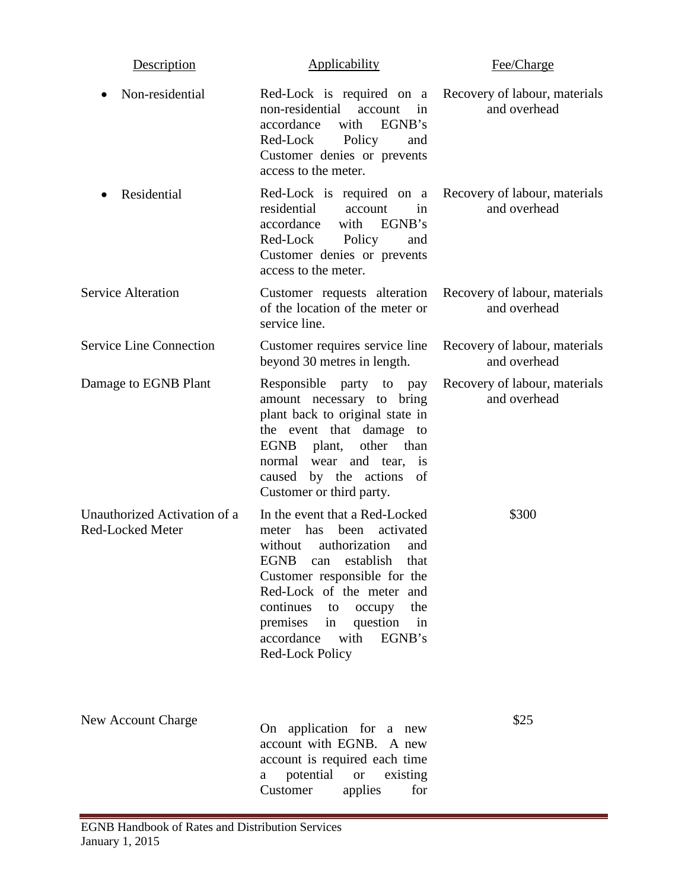| Description | Applicability | Fee/Charge |
| --- | --- | --- |
| • Non-residential | Red-Lock is required on a non-residential account in accordance with EGNB's Red-Lock Policy and Customer denies or prevents access to the meter. | Recovery of labour, materials and overhead |
| • Residential | Red-Lock is required on a residential account in accordance with EGNB's Red-Lock Policy and Customer denies or prevents access to the meter. | Recovery of labour, materials and overhead |
| Service Alteration | Customer requests alteration of the location of the meter or service line. | Recovery of labour, materials and overhead |
| Service Line Connection | Customer requires service line beyond 30 metres in length. | Recovery of labour, materials and overhead |
| Damage to EGNB Plant | Responsible party to pay amount necessary to bring plant back to original state in the event that damage to EGNB plant, other than normal wear and tear, is caused by the actions of Customer or third party. | Recovery of labour, materials and overhead |
| Unauthorized Activation of a Red-Locked Meter | In the event that a Red-Locked meter has been activated without authorization and EGNB can establish that Customer responsible for the Red-Lock of the meter and continues to occupy the premises in question in accordance with EGNB's Red-Lock Policy | $300 |
| New Account Charge | On application for a new account with EGNB. A new account is required each time a potential or existing Customer applies for | $25 |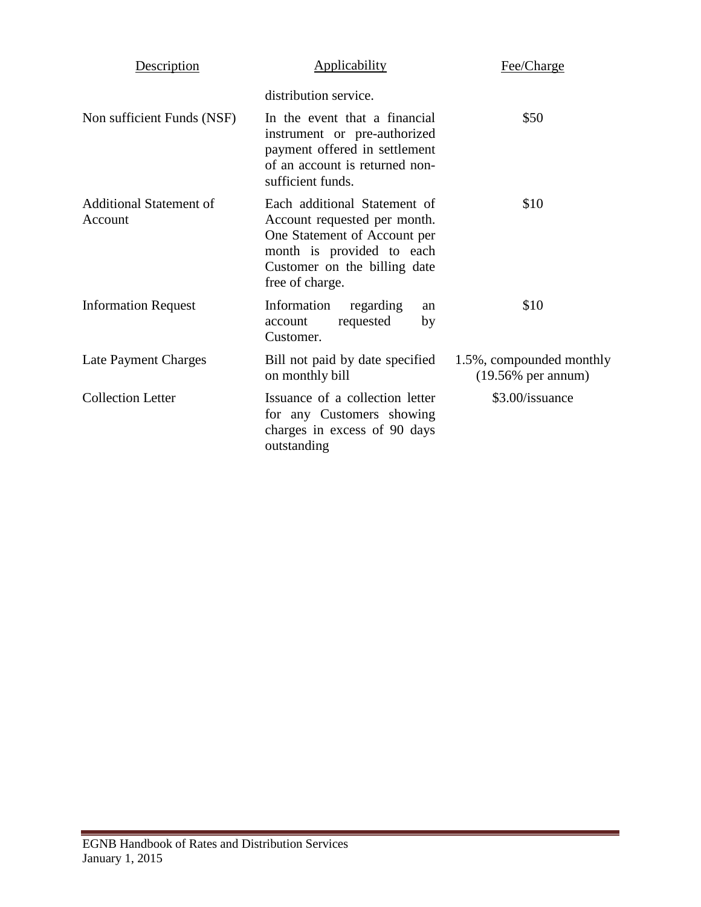| Description | Applicability | Fee/Charge |
|---|---|---|
| | distribution service. | |
| Non sufficient Funds (NSF) | In the event that a financial instrument or pre-authorized payment offered in settlement of an account is returned non-sufficient funds. | $50 |
| Additional Statement of Account | Each additional Statement of Account requested per month. One Statement of Account per month is provided to each Customer on the billing date free of charge. | $10 |
| Information Request | Information regarding an account requested by Customer. | $10 |
| Late Payment Charges | Bill not paid by date specified on monthly bill | 1.5%, compounded monthly (19.56% per annum) |
| Collection Letter | Issuance of a collection letter for any Customers showing charges in excess of 90 days outstanding | $3.00/issuance |